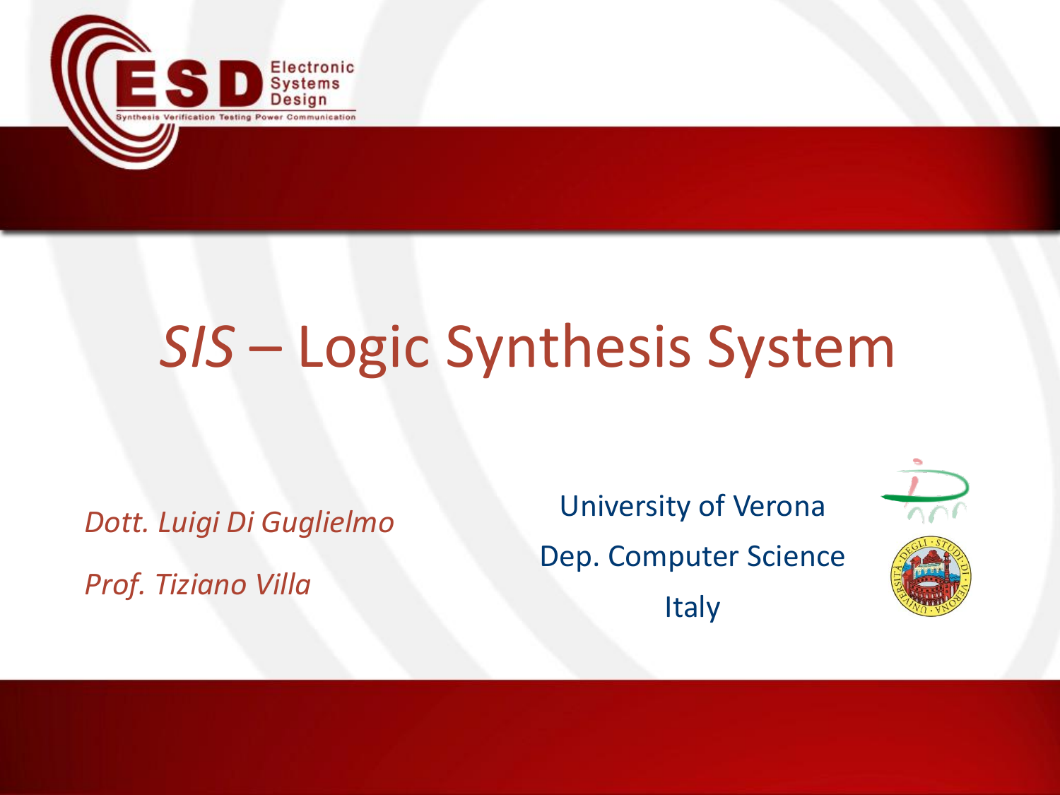# *SIS* – Logic Synthesis System

*Dott. Luigi Di Guglielmo*

*Prof. Tiziano Villa*

University of Verona

Dep. Computer Science

Italy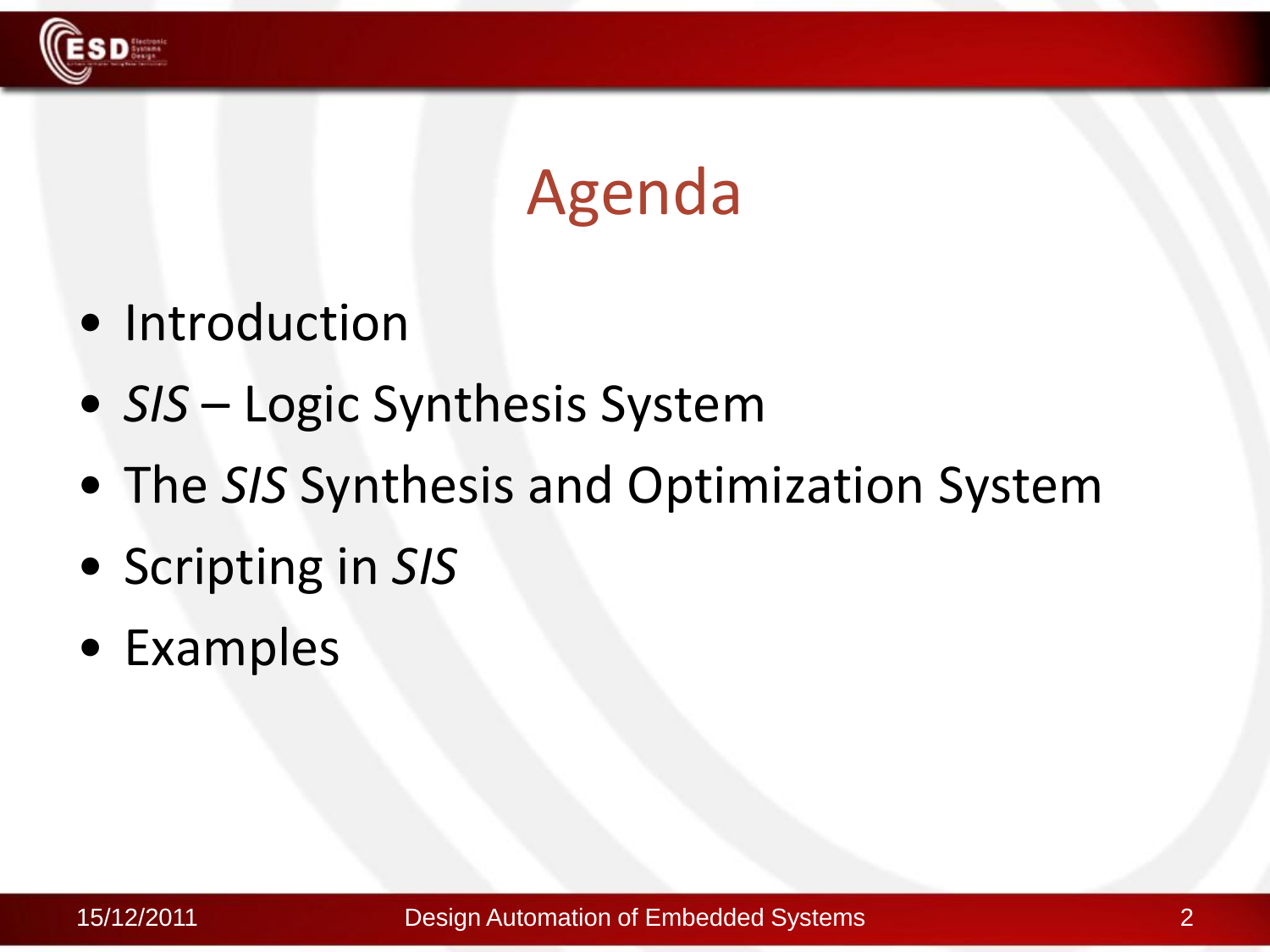# Agenda

- Introduction
- *SIS* – Logic Synthesis System
- The *SIS* Synthesis and Optimization System
- Scripting in *SIS*
- Examples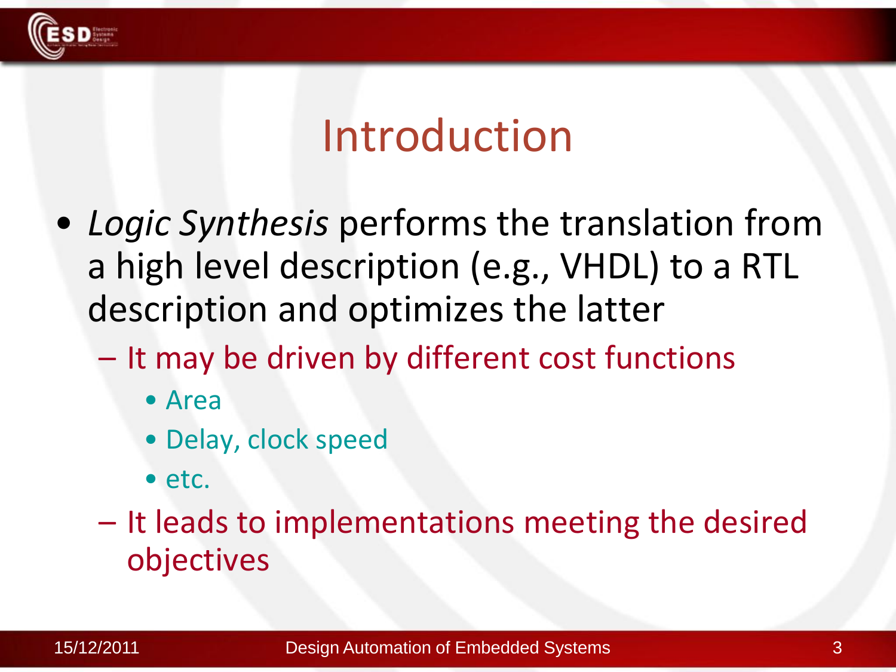# Introduction

- *Logic Synthesis* performs the translation from a high level description (e.g., VHDL) to a RTL description and optimizes the latter
  - It may be driven by different cost functions
    - Area
    - Delay, clock speed
    - etc.
  - It leads to implementations meeting the desired objectives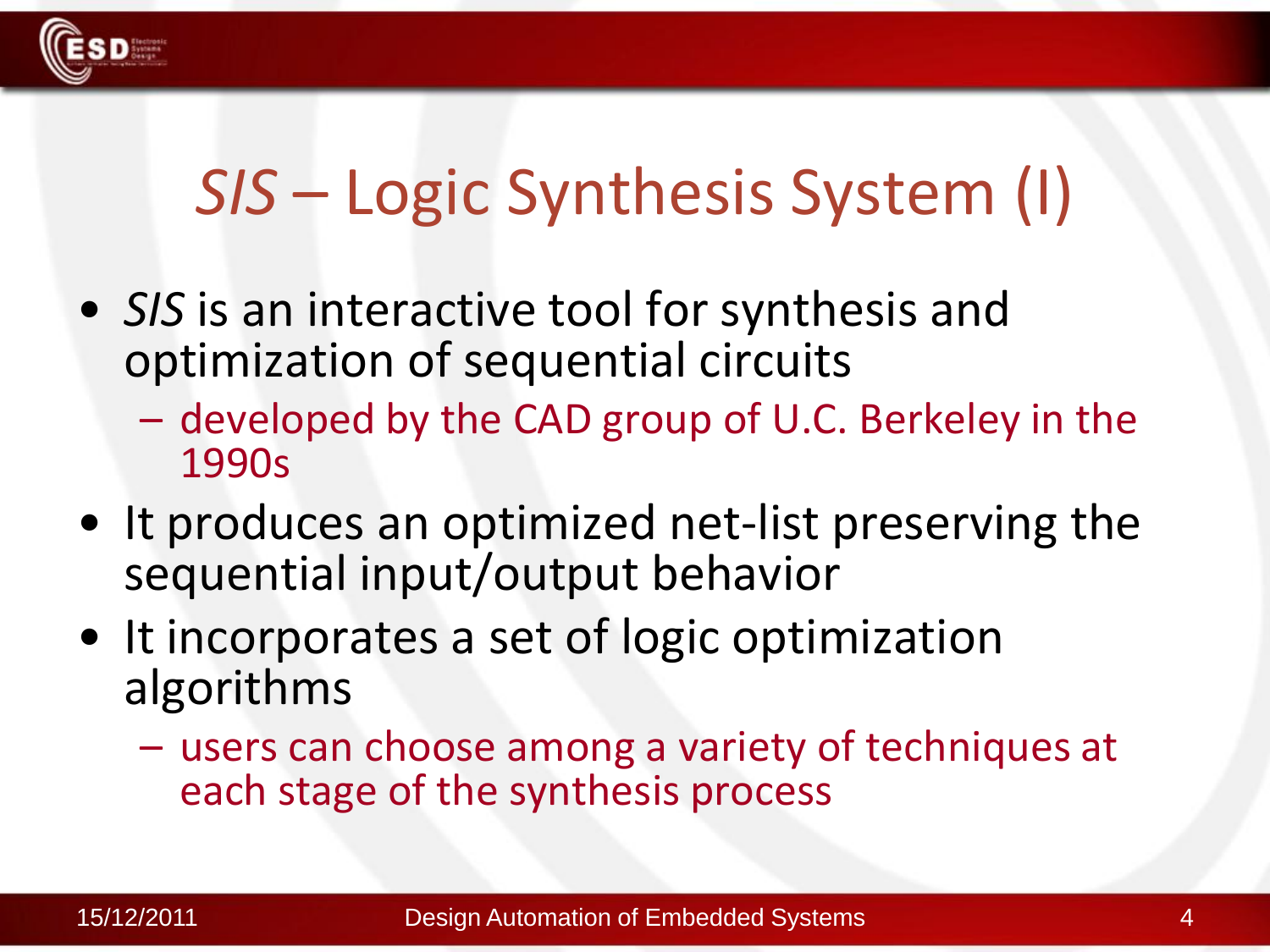# *SIS* – Logic Synthesis System (I)

- *SIS* is an interactive tool for synthesis and optimization of sequential circuits
  - developed by the CAD group of U.C. Berkeley in the 1990s
- It produces an optimized net-list preserving the sequential input/output behavior
- It incorporates a set of logic optimization algorithms
  - users can choose among a variety of techniques at each stage of the synthesis process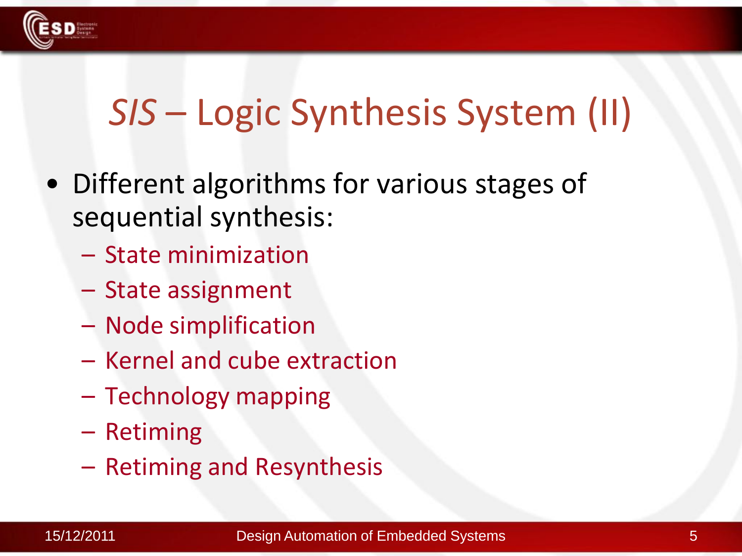# *SIS* – Logic Synthesis System (II)

- Different algorithms for various stages of sequential synthesis:
  - State minimization
  - State assignment
  - Node simplification
  - Kernel and cube extraction
  - Technology mapping
  - Retiming
  - Retiming and Resynthesis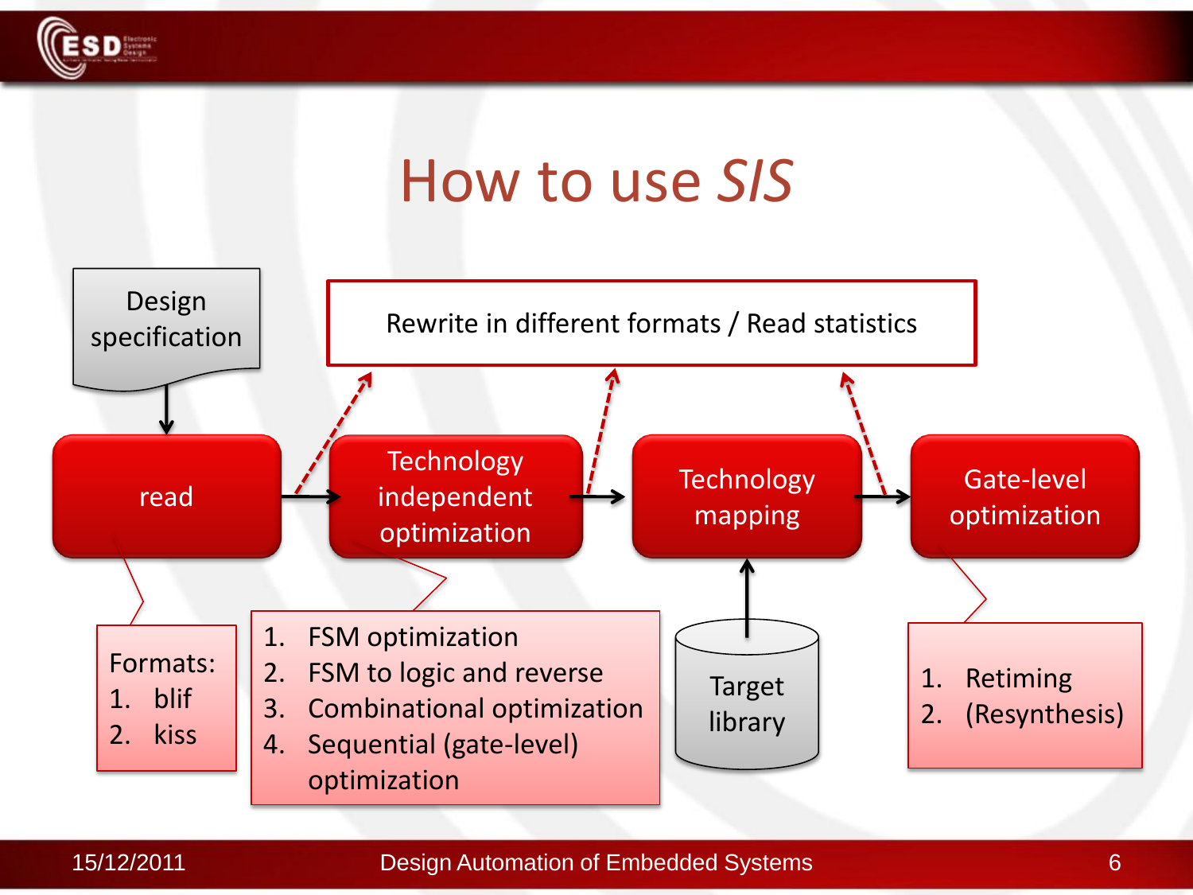# How to use *SIS*

Design specification

Rewrite in different formats / Read statistics

read → Technology independent optimization → Technology mapping → Gate-level optimization

Formats:
1. blif
2. kiss

1. FSM optimization
2. FSM to logic and reverse
3. Combinational optimization
4. Sequential (gate-level) optimization

Target library

1. Retiming
2. (Resynthesis)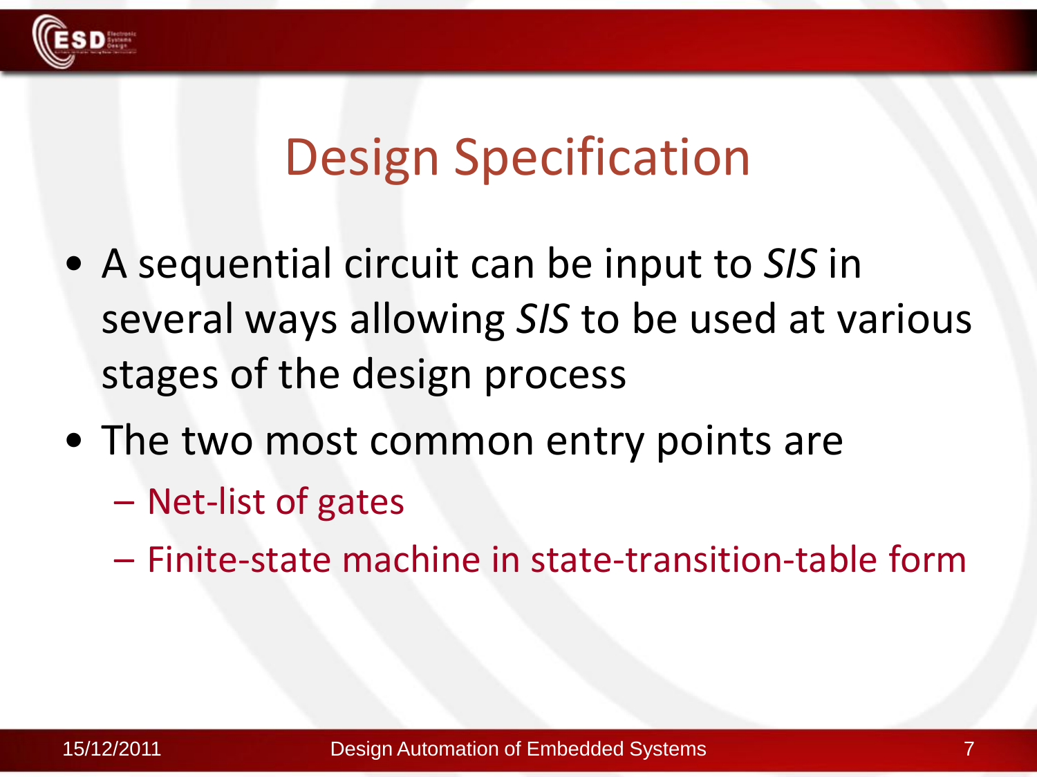# Design Specification

- A sequential circuit can be input to *SIS* in several ways allowing *SIS* to be used at various stages of the design process
- The two most common entry points are
  - Net-list of gates
  - Finite-state machine in state-transition-table form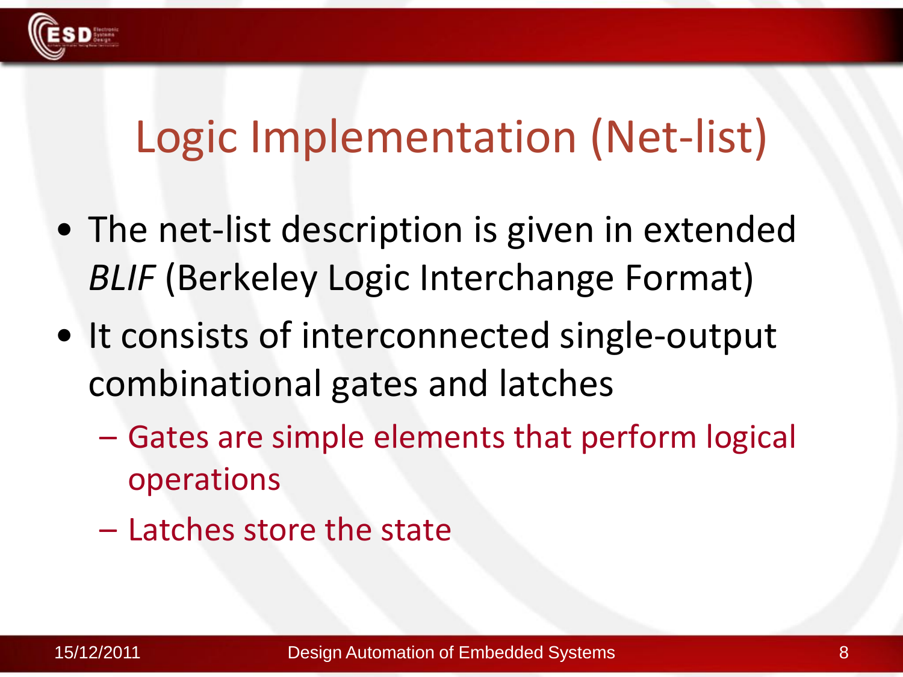# Logic Implementation (Net-list)

- The net-list description is given in extended *BLIF* (Berkeley Logic Interchange Format)
- It consists of interconnected single-output combinational gates and latches
  - Gates are simple elements that perform logical operations
  - Latches store the state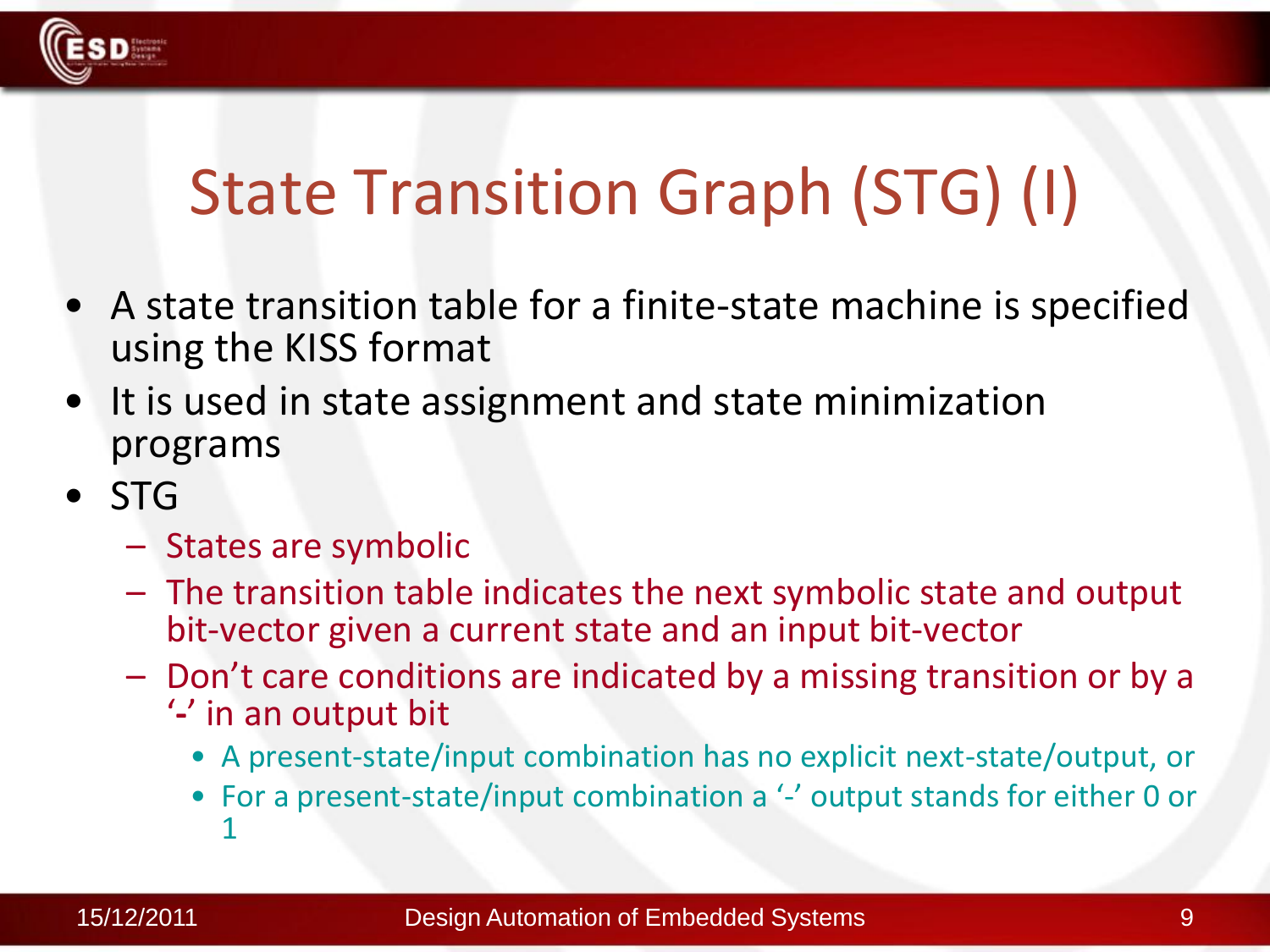# State Transition Graph (STG) (I)

- A state transition table for a finite-state machine is specified using the KISS format
- It is used in state assignment and state minimization programs
- STG
  - States are symbolic
  - The transition table indicates the next symbolic state and output bit-vector given a current state and an input bit-vector
  - Don't care conditions are indicated by a missing transition or by a '-' in an output bit
    - A present-state/input combination has no explicit next-state/output, or
    - For a present-state/input combination a '-' output stands for either 0 or 1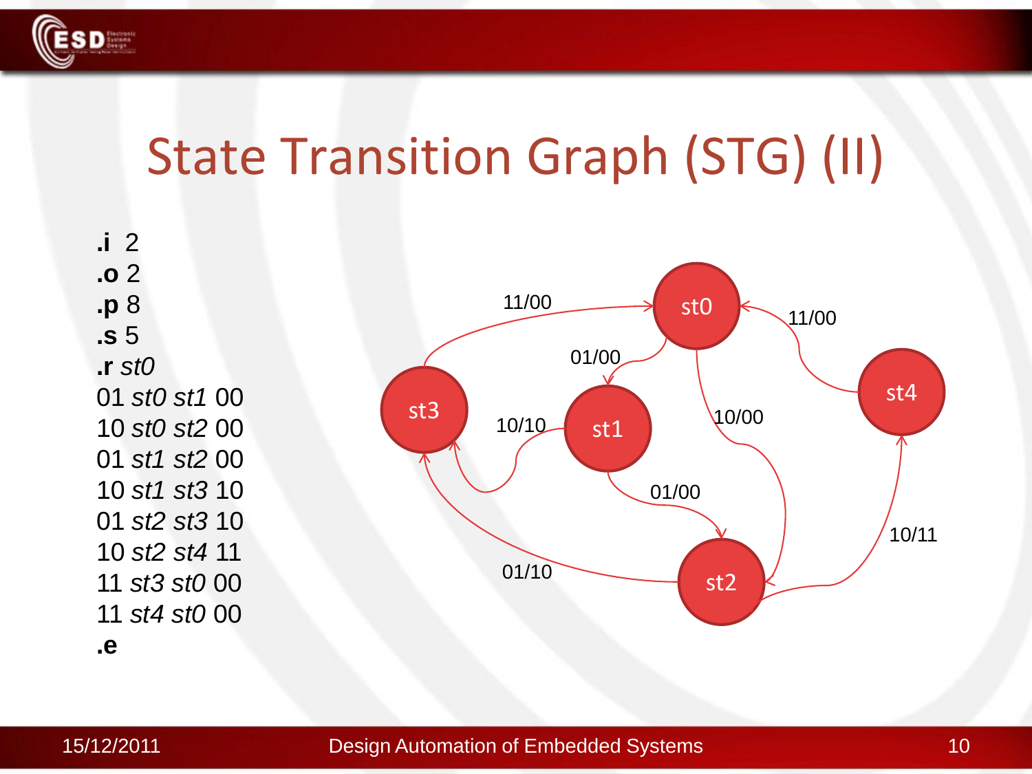# State Transition Graph (STG) (II)

**.i** 2
**.o** 2
**.p** 8
**.s** 5
**.r** *st0*
01 *st0 st1* 00
10 *st0 st2* 00
01 *st1 st2* 00
10 *st1 st3* 10
01 *st2 st3* 10
10 *st2 st4* 11
11 *st3 st0* 00
11 *st4 st0* 00
**.e**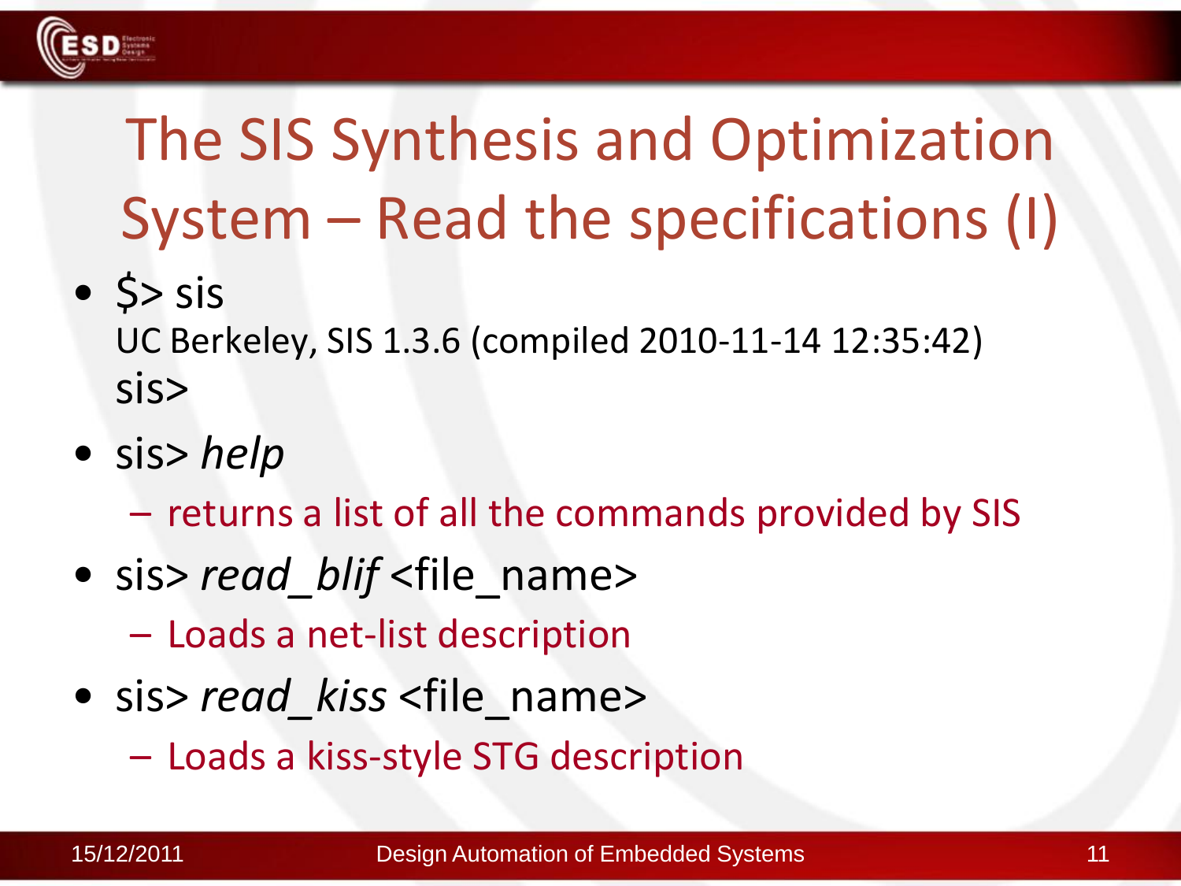# The SIS Synthesis and Optimization System – Read the specifications (I)

- $> sis
  UC Berkeley, SIS 1.3.6 (compiled 2010-11-14 12:35:42)
  sis>
- sis> *help*
  - returns a list of all the commands provided by SIS
- sis> *read_blif* <file_name>
  - Loads a net-list description
- sis> *read_kiss* <file_name>
  - Loads a kiss-style STG description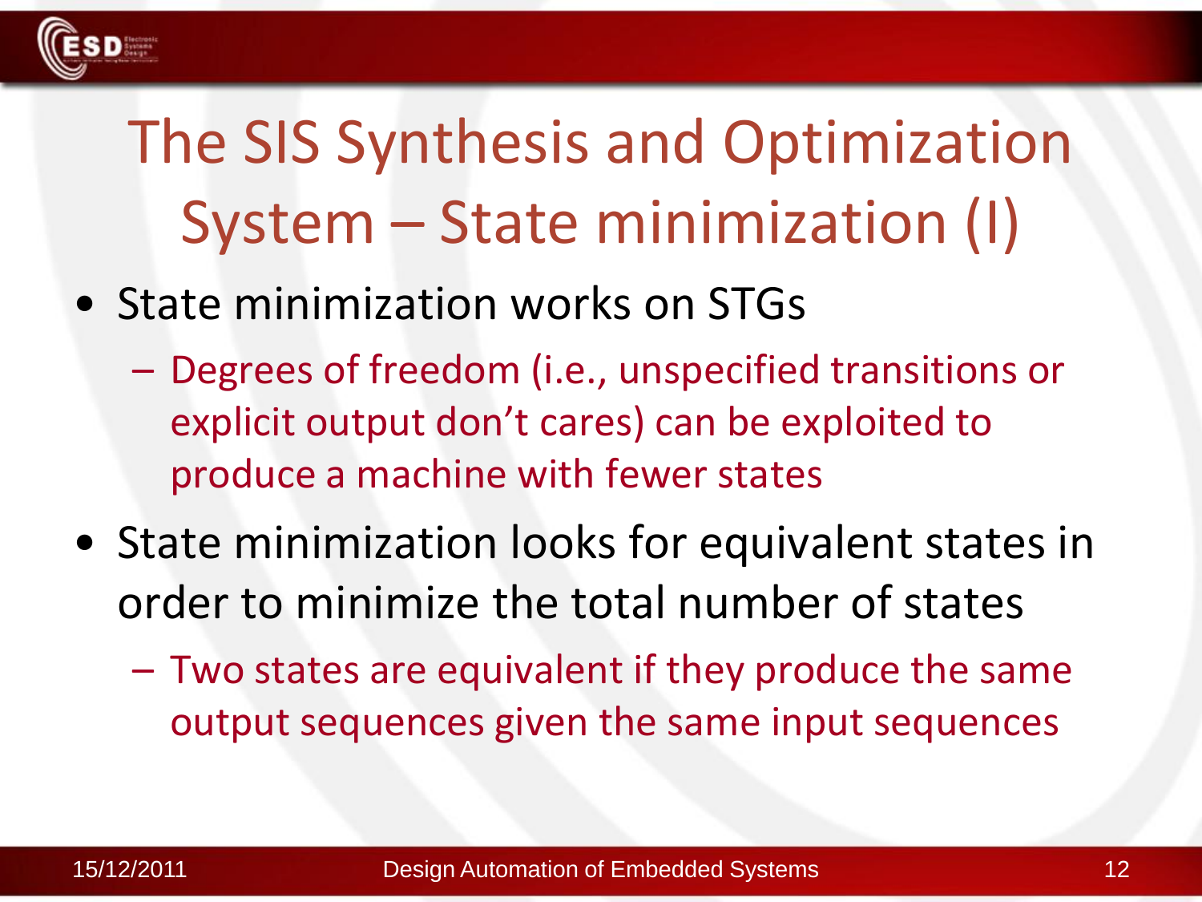# The SIS Synthesis and Optimization System – State minimization (I)

- State minimization works on STGs
  - Degrees of freedom (i.e., unspecified transitions or explicit output don't cares) can be exploited to produce a machine with fewer states
- State minimization looks for equivalent states in order to minimize the total number of states
  - Two states are equivalent if they produce the same output sequences given the same input sequences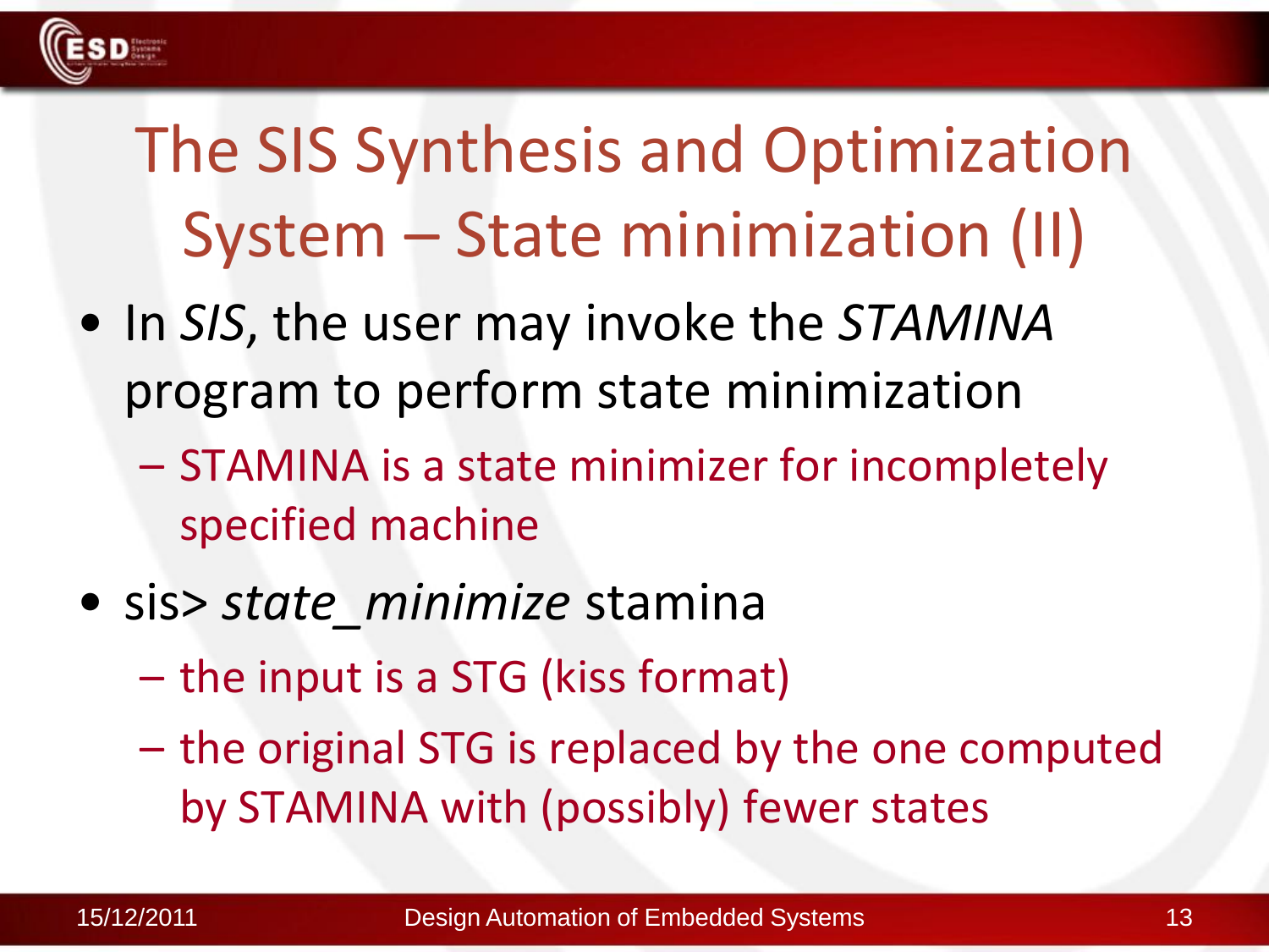# The SIS Synthesis and Optimization System – State minimization (II)

- In *SIS*, the user may invoke the *STAMINA* program to perform state minimization
  - STAMINA is a state minimizer for incompletely specified machine
- sis> *state_minimize* stamina
  - the input is a STG (kiss format)
  - the original STG is replaced by the one computed by STAMINA with (possibly) fewer states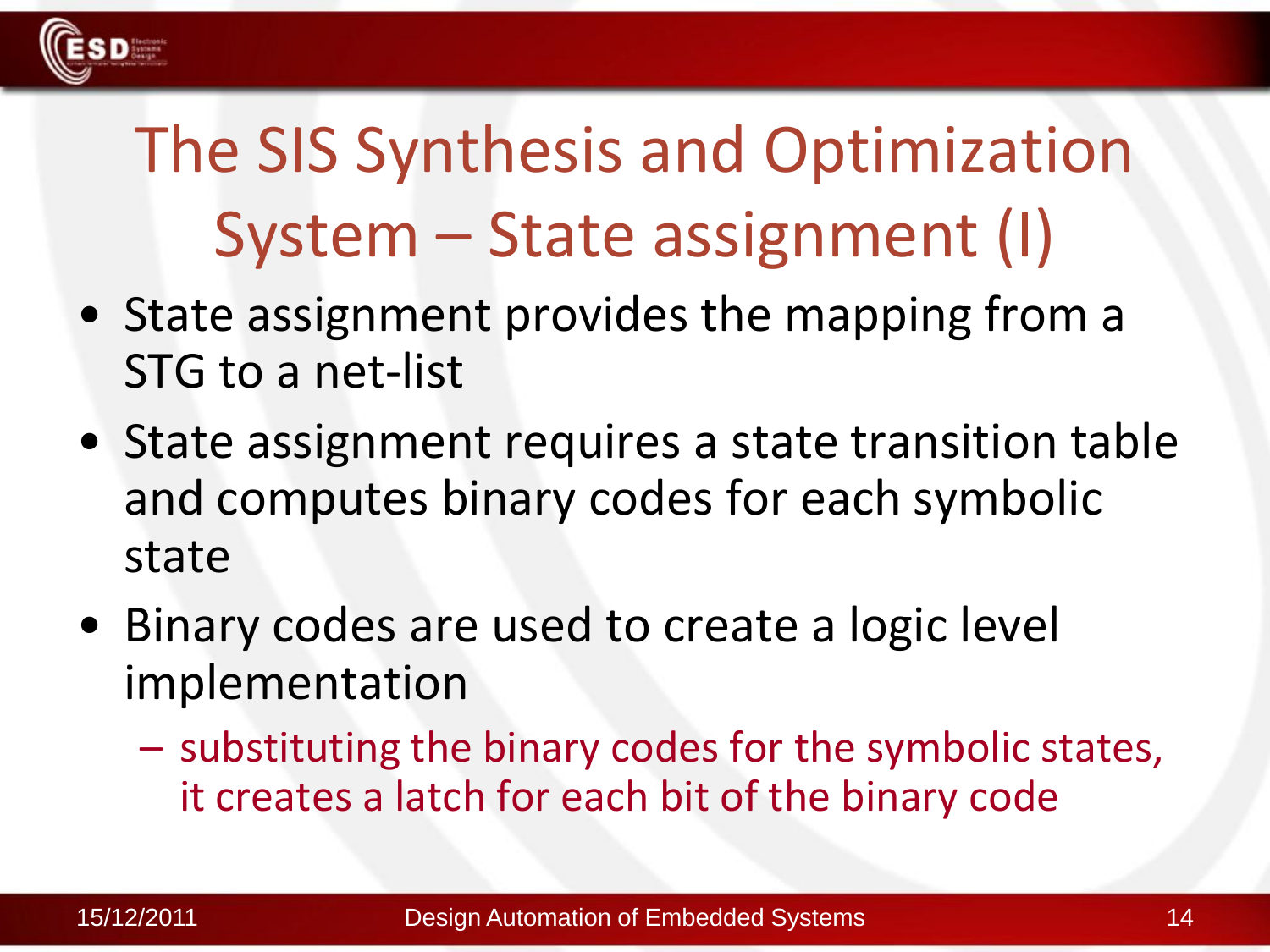# The SIS Synthesis and Optimization System – State assignment (I)

- State assignment provides the mapping from a STG to a net-list
- State assignment requires a state transition table and computes binary codes for each symbolic state
- Binary codes are used to create a logic level implementation
  - substituting the binary codes for the symbolic states, it creates a latch for each bit of the binary code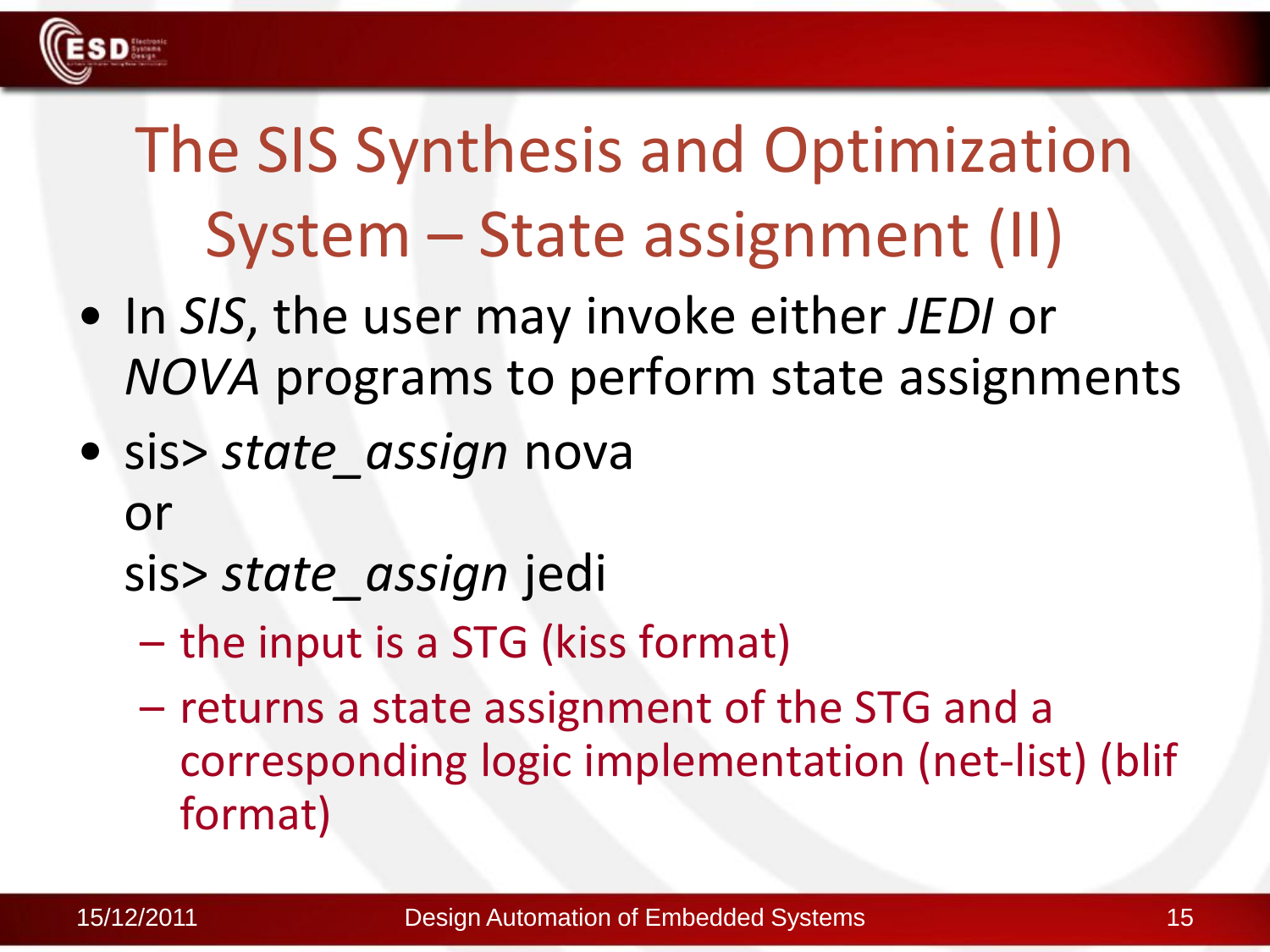# The SIS Synthesis and Optimization System – State assignment (II)

- In *SIS*, the user may invoke either *JEDI* or *NOVA* programs to perform state assignments
- sis> *state_assign* nova

  or

  sis> *state_assign* jedi
  - the input is a STG (kiss format)
  - returns a state assignment of the STG and a corresponding logic implementation (net-list) (blif format)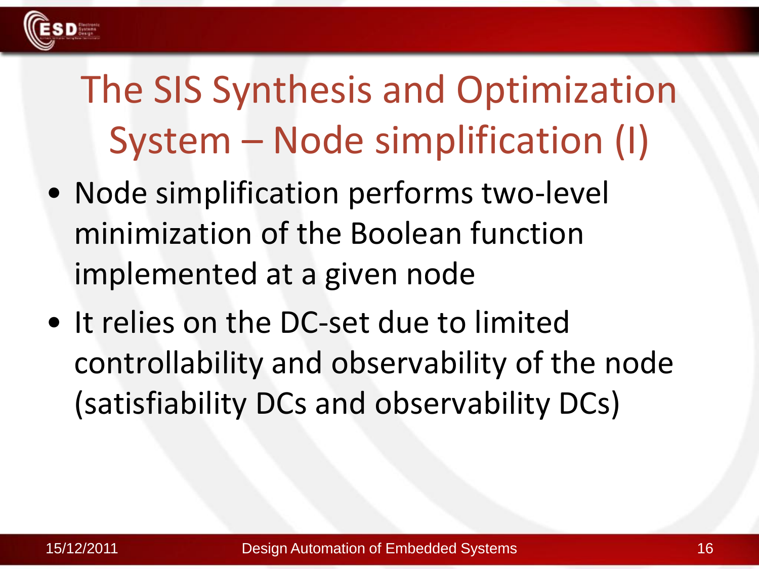# The SIS Synthesis and Optimization System – Node simplification (I)

- Node simplification performs two-level minimization of the Boolean function implemented at a given node
- It relies on the DC-set due to limited controllability and observability of the node (satisfiability DCs and observability DCs)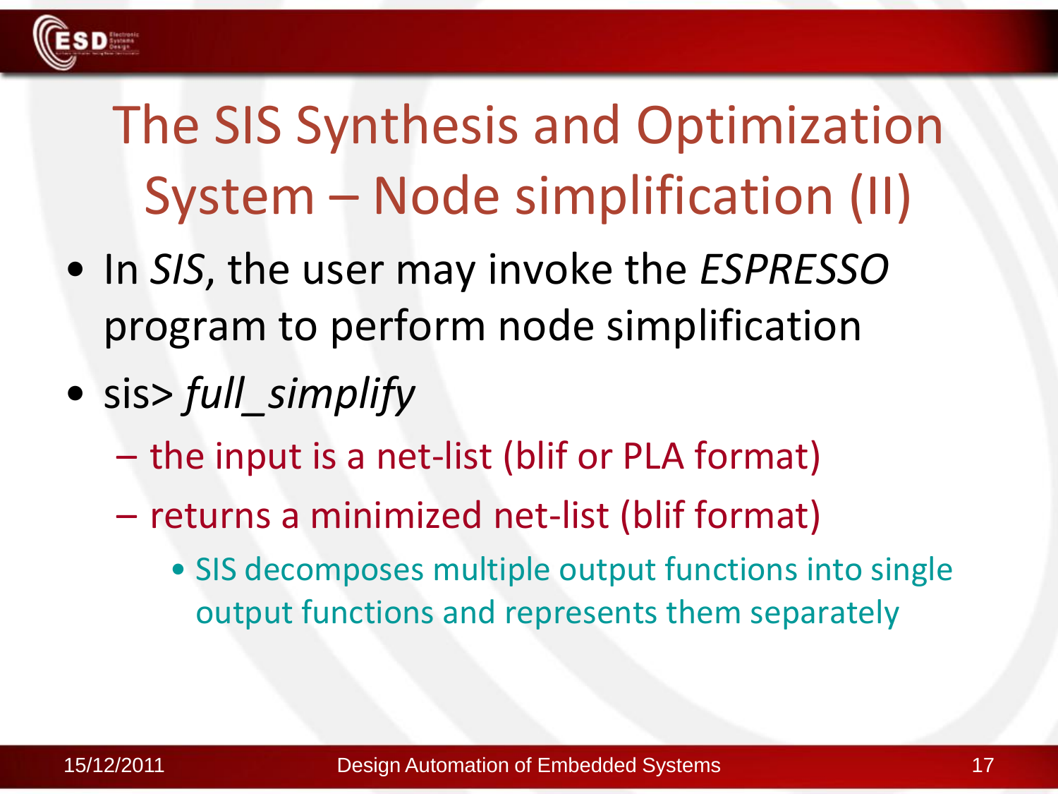# The SIS Synthesis and Optimization System – Node simplification (II)

- In *SIS*, the user may invoke the *ESPRESSO* program to perform node simplification
- sis> *full_simplify*
  - the input is a net-list (blif or PLA format)
  - returns a minimized net-list (blif format)
    - SIS decomposes multiple output functions into single output functions and represents them separately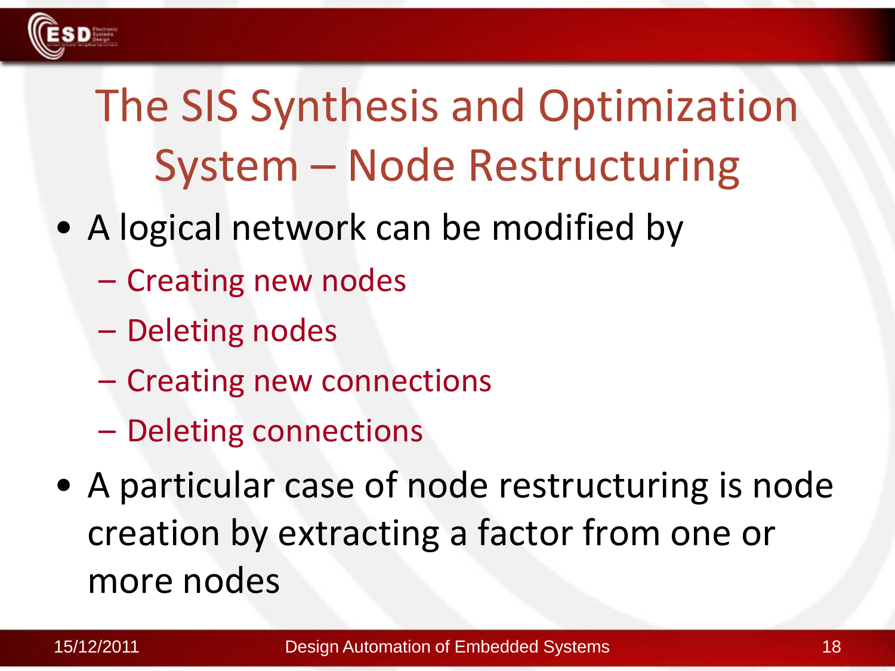# The SIS Synthesis and Optimization System – Node Restructuring

- A logical network can be modified by
  - Creating new nodes
  - Deleting nodes
  - Creating new connections
  - Deleting connections
- A particular case of node restructuring is node creation by extracting a factor from one or more nodes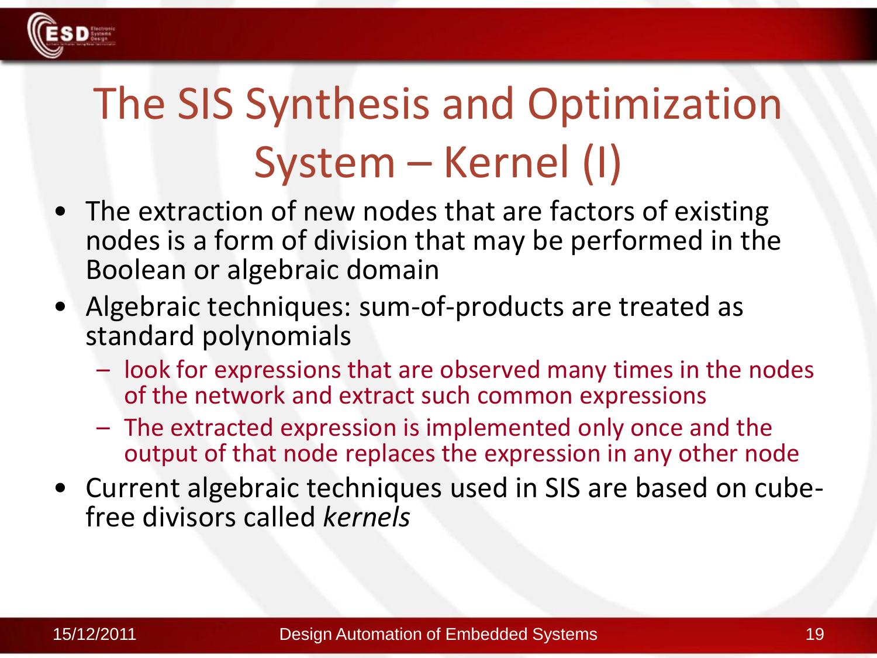# The SIS Synthesis and Optimization System – Kernel (I)

- The extraction of new nodes that are factors of existing nodes is a form of division that may be performed in the Boolean or algebraic domain
- Algebraic techniques: sum-of-products are treated as standard polynomials
  - look for expressions that are observed many times in the nodes of the network and extract such common expressions
  - The extracted expression is implemented only once and the output of that node replaces the expression in any other node
- Current algebraic techniques used in SIS are based on cube-free divisors called *kernels*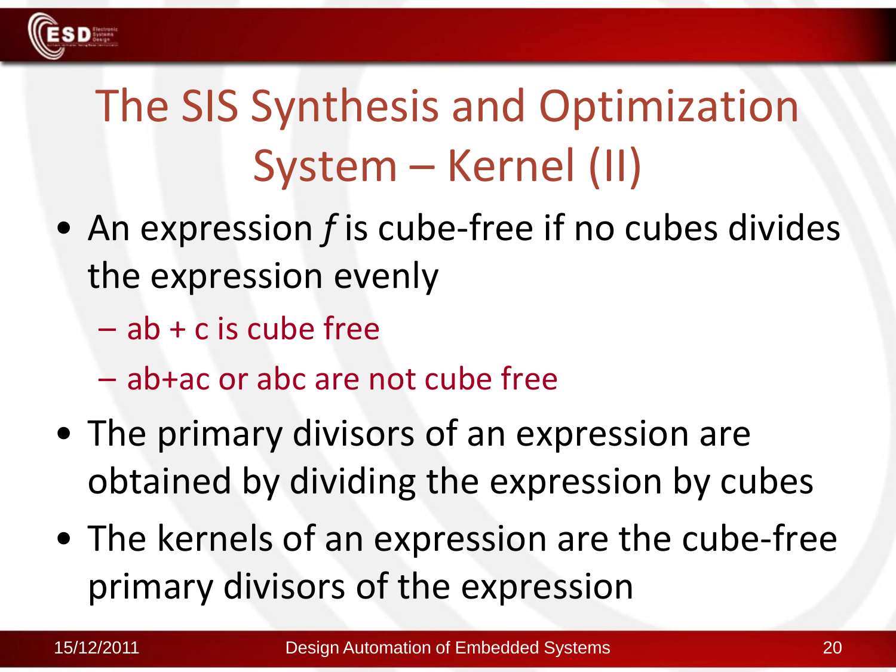# The SIS Synthesis and Optimization System – Kernel (II)

- An expression *f* is cube-free if no cubes divides the expression evenly
  - ab + c is cube free
  - ab+ac or abc are not cube free
- The primary divisors of an expression are obtained by dividing the expression by cubes
- The kernels of an expression are the cube-free primary divisors of the expression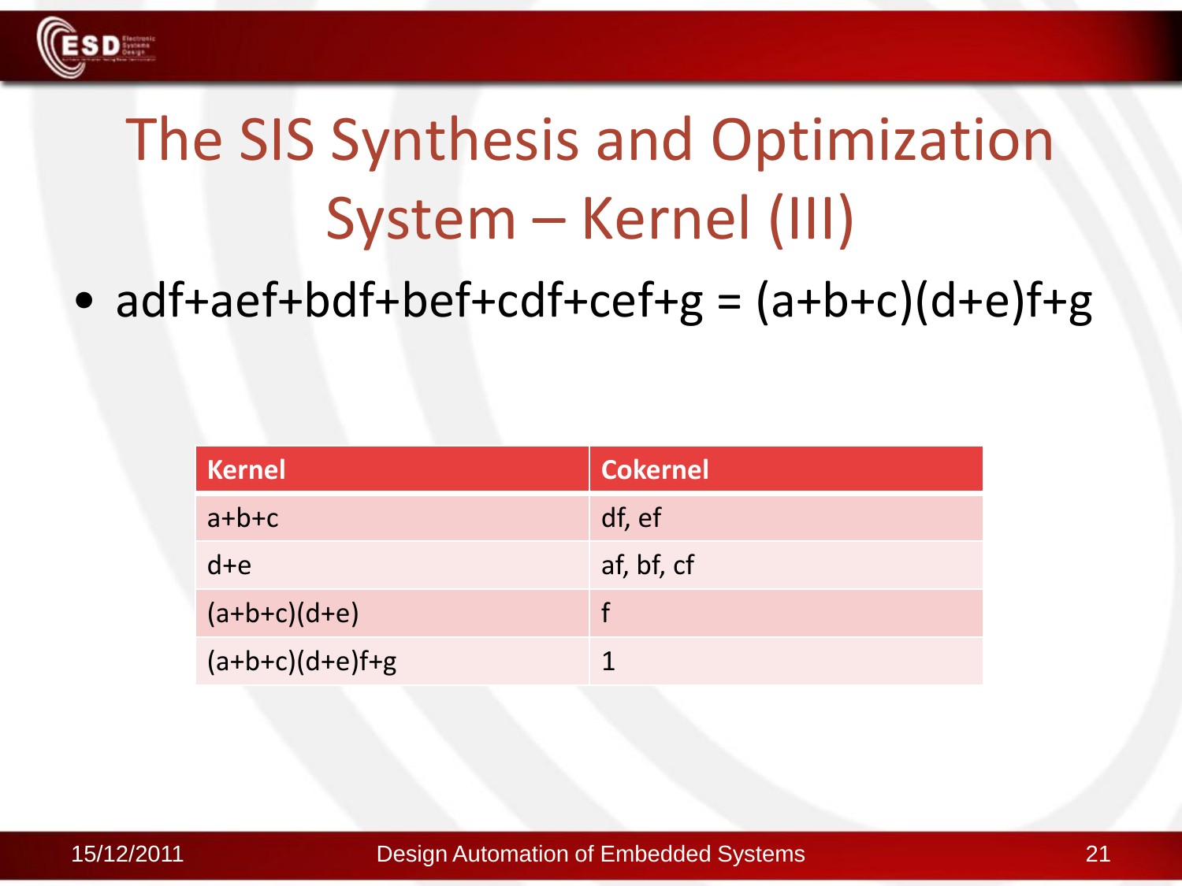# The SIS Synthesis and Optimization System – Kernel (III)

- adf+aef+bdf+bef+cdf+cef+g = (a+b+c)(d+e)f+g

| Kernel | Cokernel |
|---|---|
| a+b+c | df, ef |
| d+e | af, bf, cf |
| (a+b+c)(d+e) | f |
| (a+b+c)(d+e)f+g | 1 |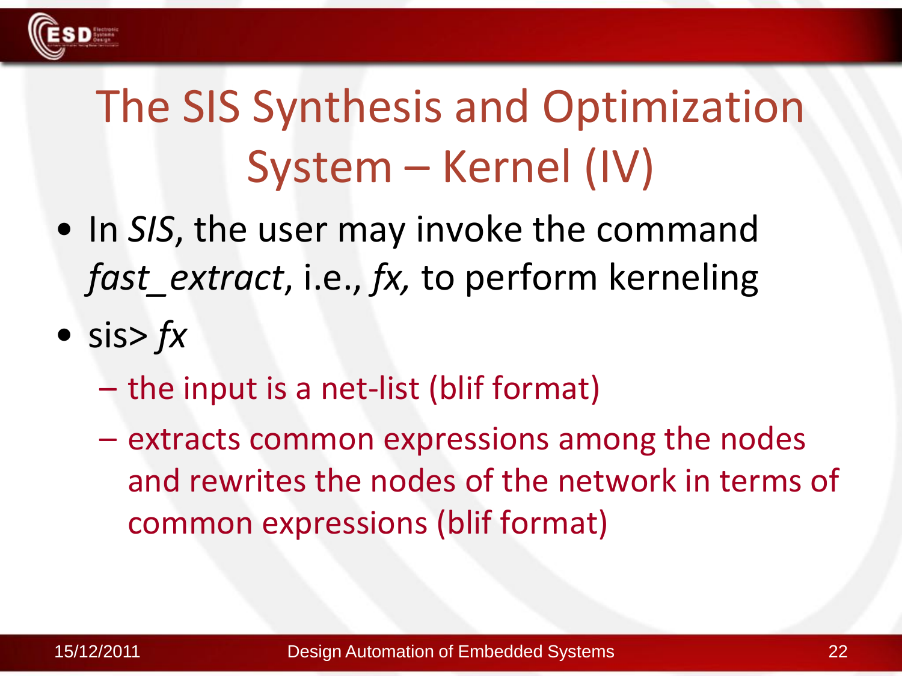# The SIS Synthesis and Optimization System – Kernel (IV)

- In *SIS*, the user may invoke the command *fast_extract*, i.e., *fx,* to perform kerneling
- sis> *fx*
  - the input is a net-list (blif format)
  - extracts common expressions among the nodes and rewrites the nodes of the network in terms of common expressions (blif format)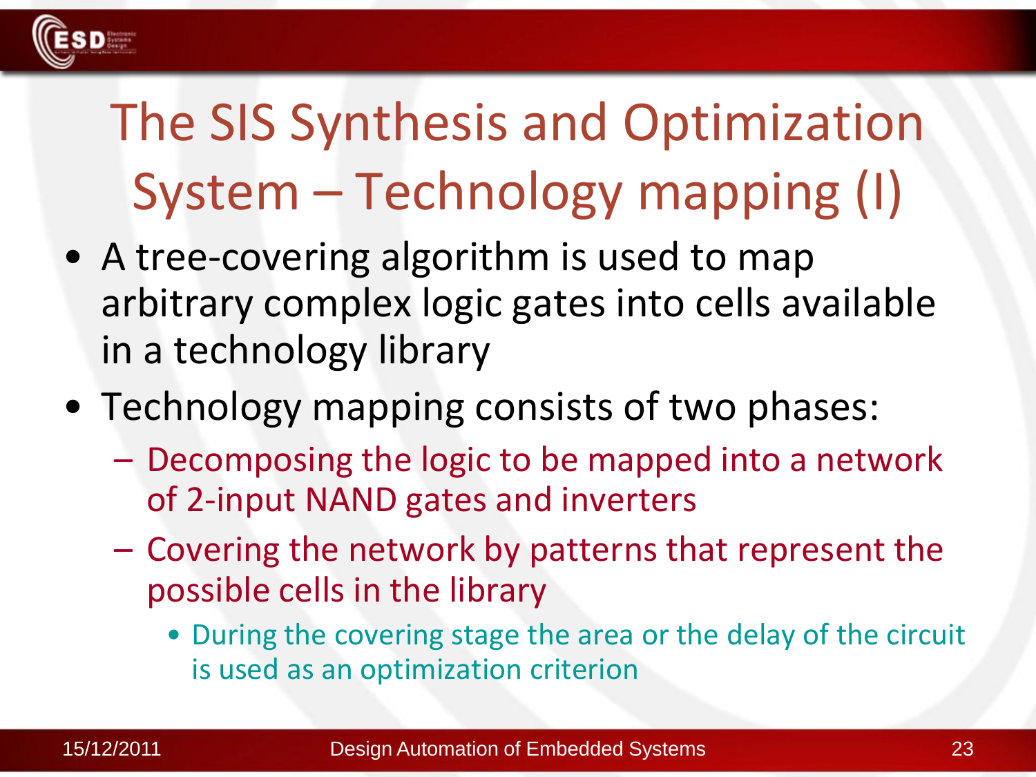# The SIS Synthesis and Optimization System – Technology mapping (I)

- A tree-covering algorithm is used to map arbitrary complex logic gates into cells available in a technology library
- Technology mapping consists of two phases:
  - Decomposing the logic to be mapped into a network of 2-input NAND gates and inverters
  - Covering the network by patterns that represent the possible cells in the library
    - During the covering stage the area or the delay of the circuit is used as an optimization criterion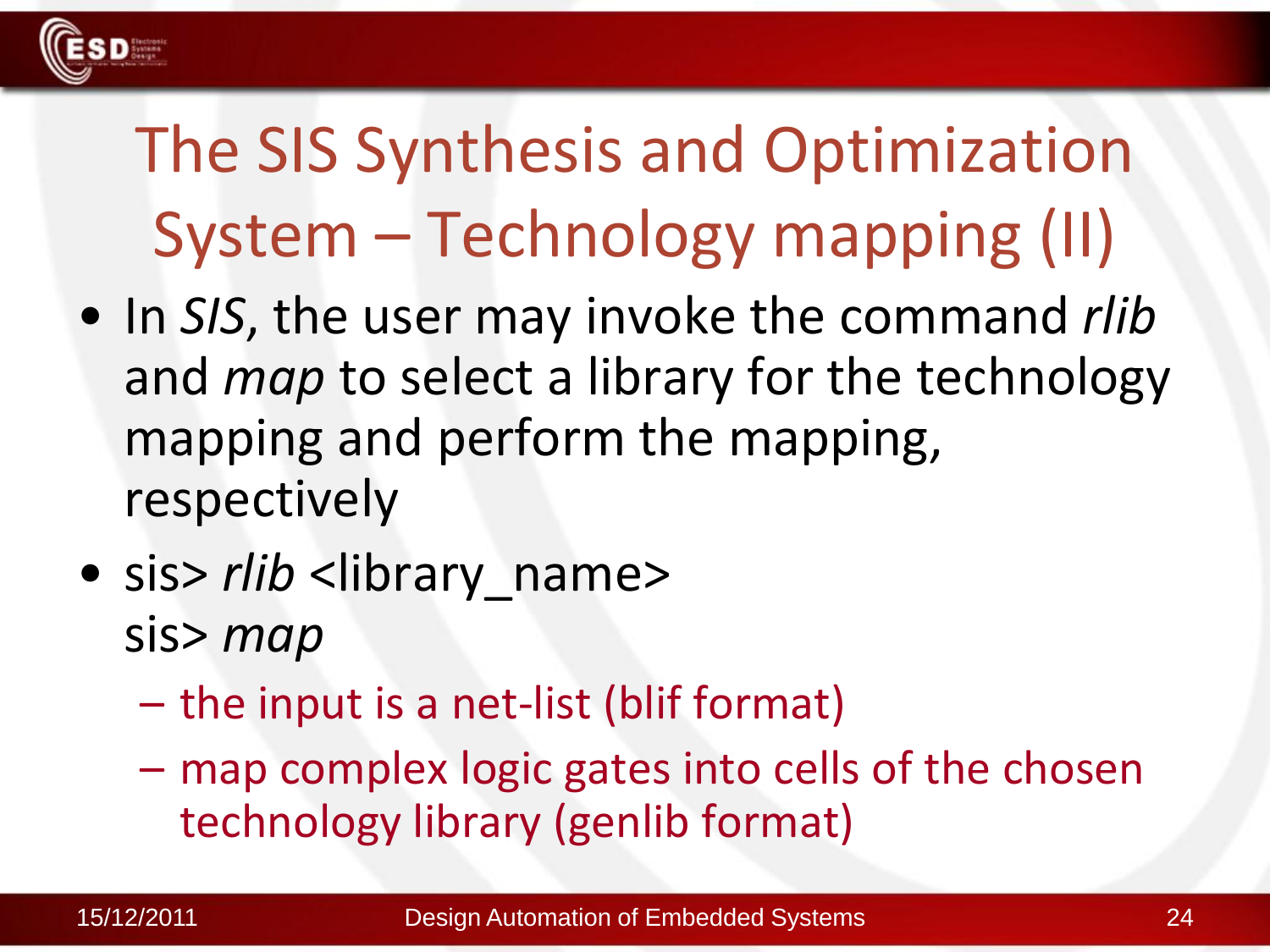# The SIS Synthesis and Optimization System – Technology mapping (II)

- In *SIS*, the user may invoke the command *rlib* and *map* to select a library for the technology mapping and perform the mapping, respectively
- sis> *rlib* <library_name>
  sis> *map*
  - the input is a net-list (blif format)
  - map complex logic gates into cells of the chosen technology library (genlib format)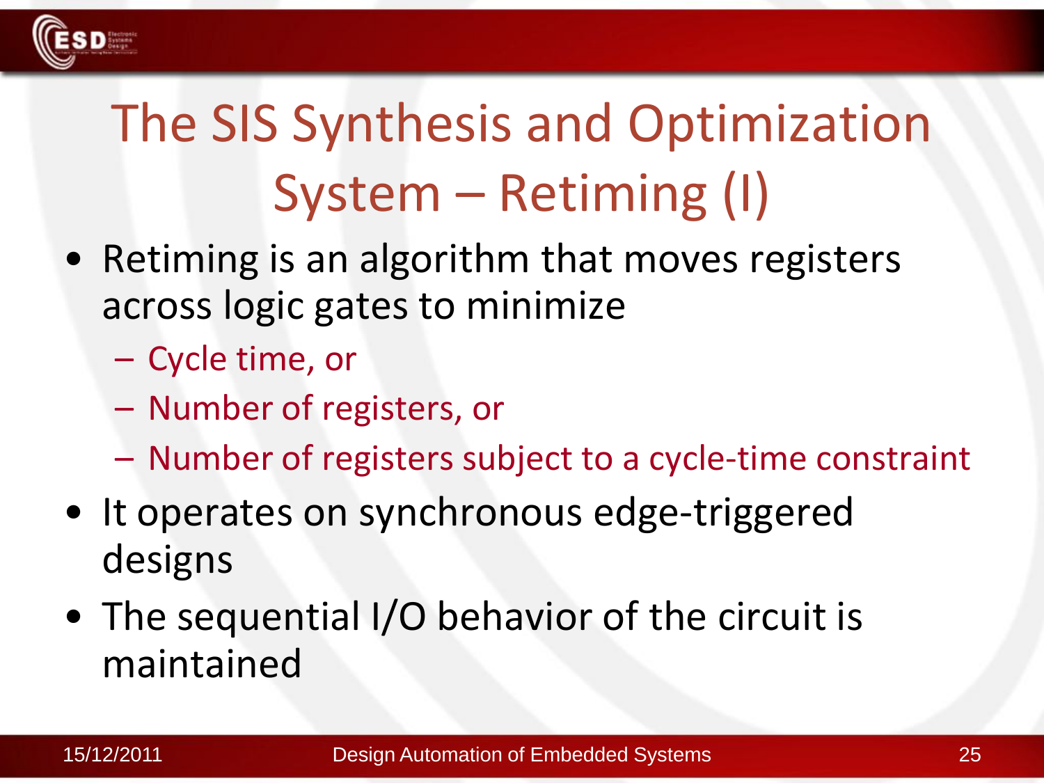# The SIS Synthesis and Optimization System – Retiming (I)

- Retiming is an algorithm that moves registers across logic gates to minimize
  - Cycle time, or
  - Number of registers, or
  - Number of registers subject to a cycle-time constraint
- It operates on synchronous edge-triggered designs
- The sequential I/O behavior of the circuit is maintained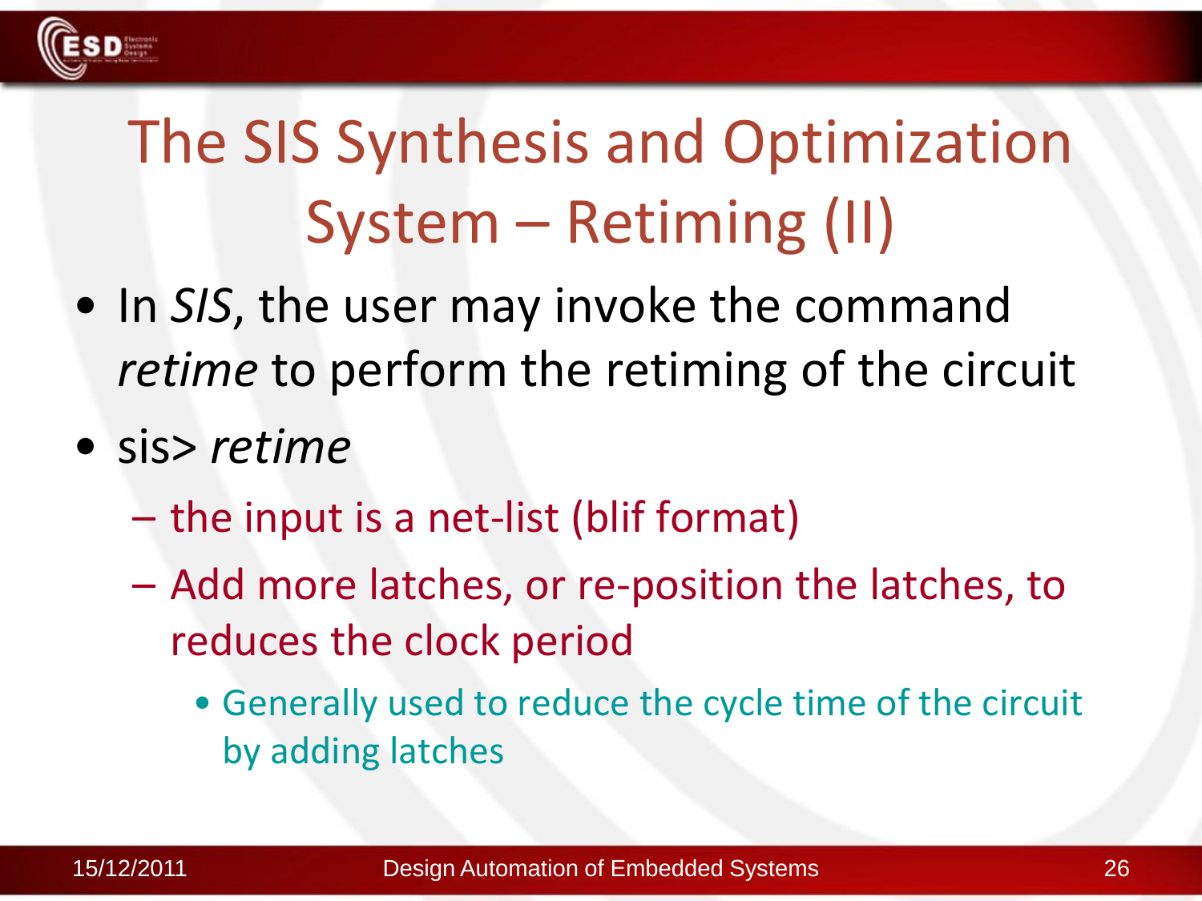# The SIS Synthesis and Optimization System – Retiming (II)

- In *SIS*, the user may invoke the command *retime* to perform the retiming of the circuit
- sis> *retime*
  - the input is a net-list (blif format)
  - Add more latches, or re-position the latches, to reduces the clock period
    - Generally used to reduce the cycle time of the circuit by adding latches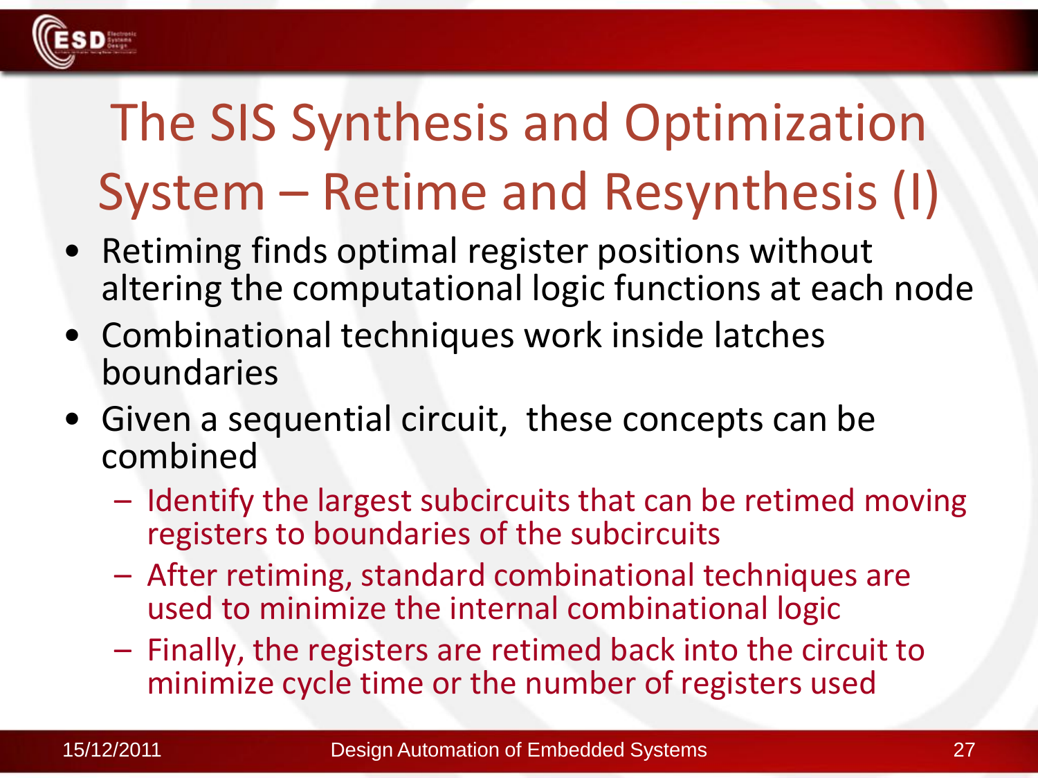# The SIS Synthesis and Optimization System – Retime and Resynthesis (I)

- Retiming finds optimal register positions without altering the computational logic functions at each node
- Combinational techniques work inside latches boundaries
- Given a sequential circuit, these concepts can be combined
  - Identify the largest subcircuits that can be retimed moving registers to boundaries of the subcircuits
  - After retiming, standard combinational techniques are used to minimize the internal combinational logic
  - Finally, the registers are retimed back into the circuit to minimize cycle time or the number of registers used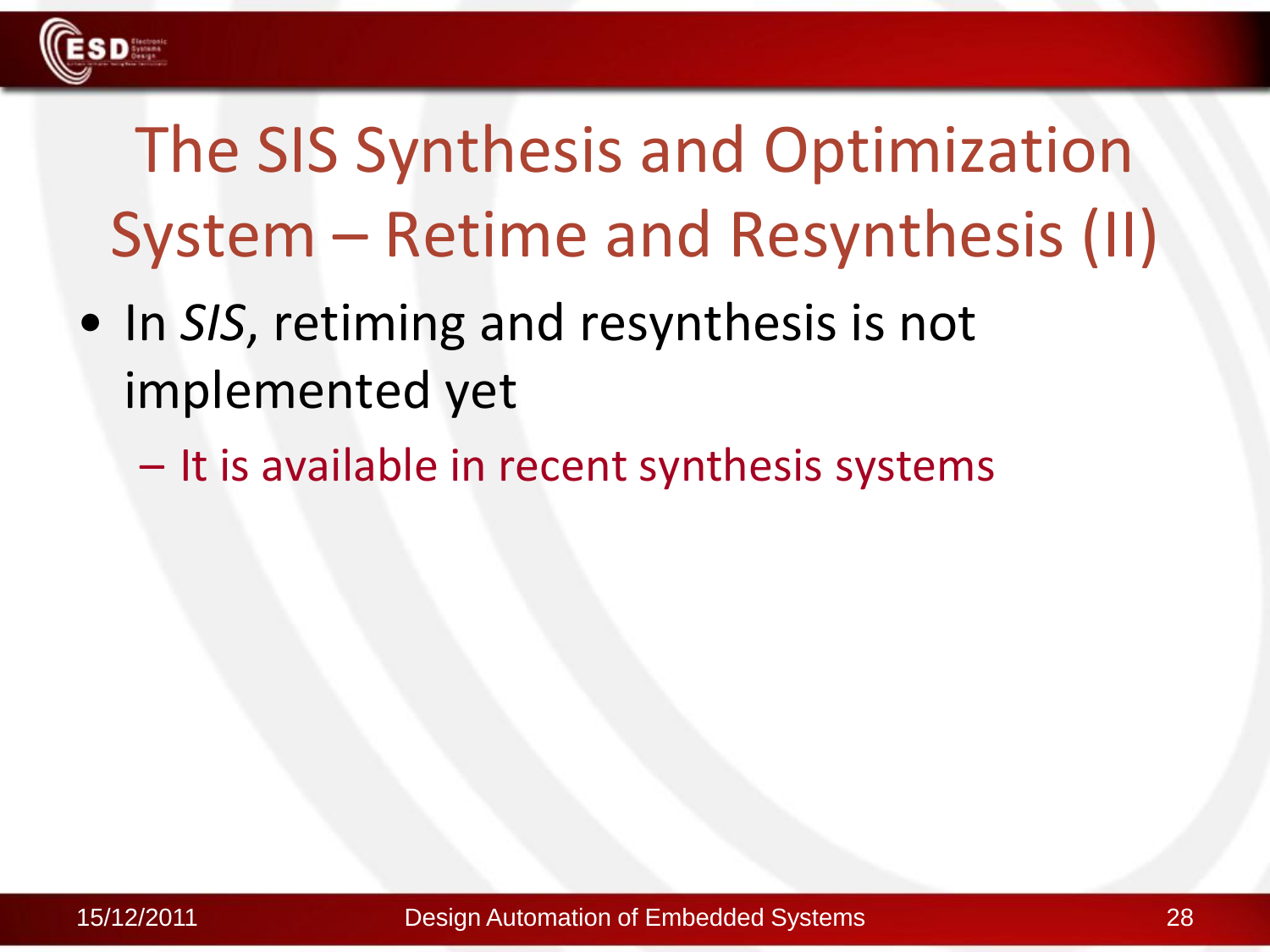# The SIS Synthesis and Optimization System – Retime and Resynthesis (II)

- In *SIS*, retiming and resynthesis is not implemented yet
  - It is available in recent synthesis systems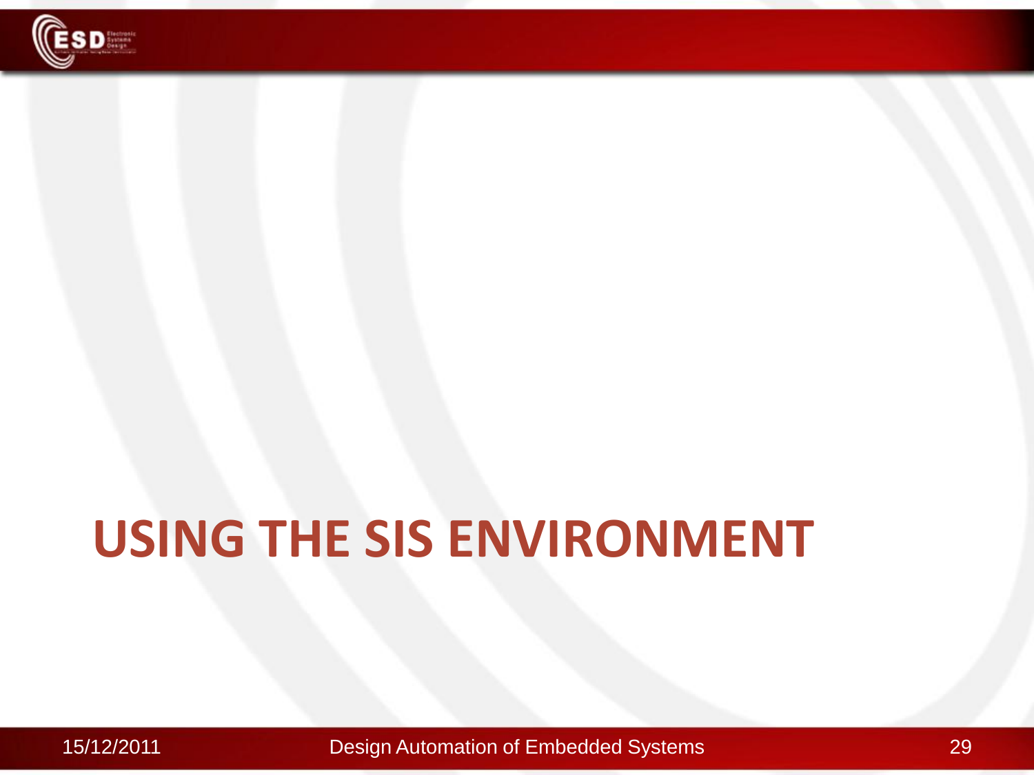# USING THE SIS ENVIRONMENT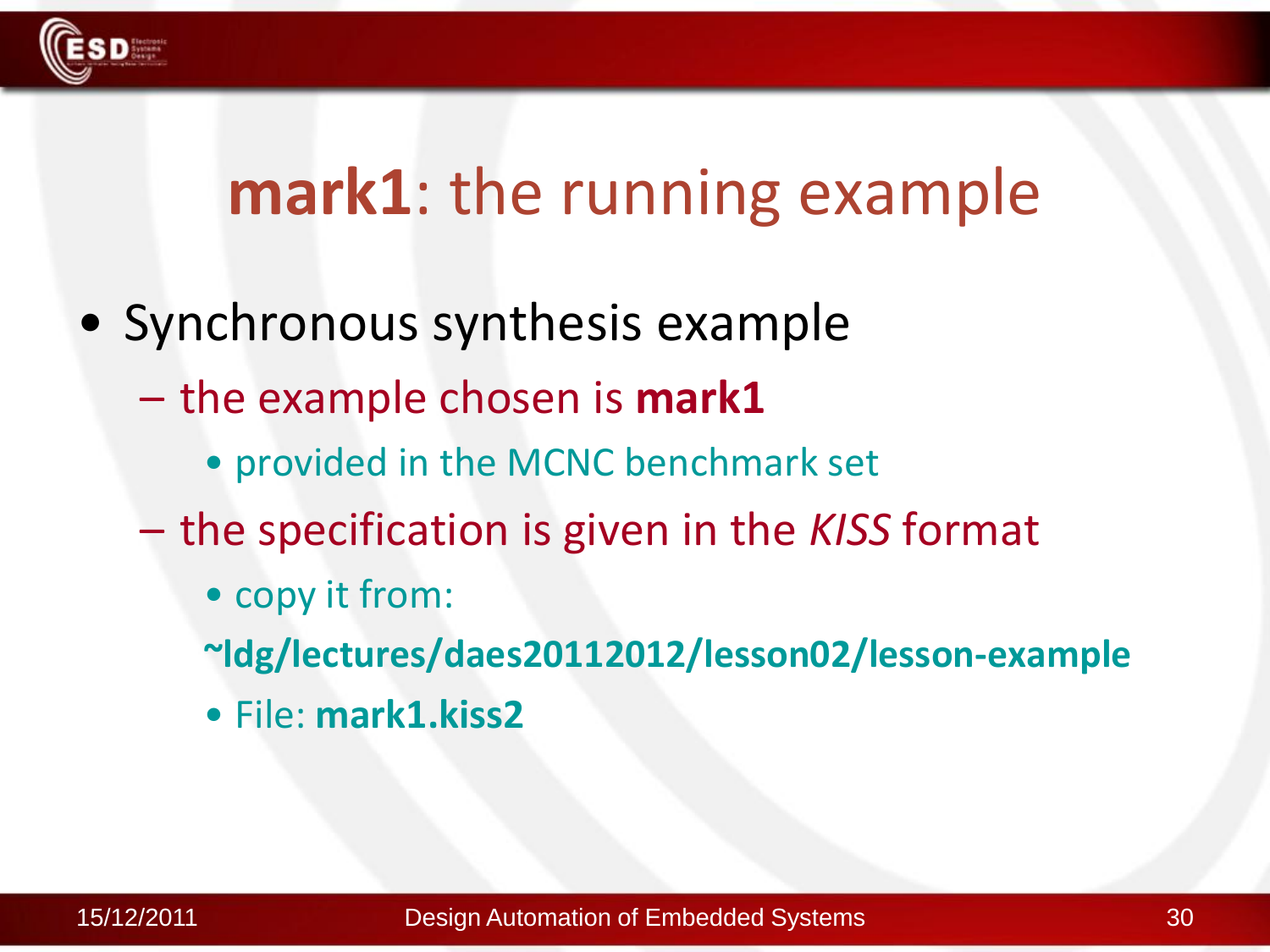# **mark1**: the running example

- Synchronous synthesis example
  - the example chosen is **mark1**
    - provided in the MCNC benchmark set
  - the specification is given in the *KISS* format
    - copy it from:

    **~ldg/lectures/daes20112012/lesson02/lesson-example**
    - File: **mark1.kiss2**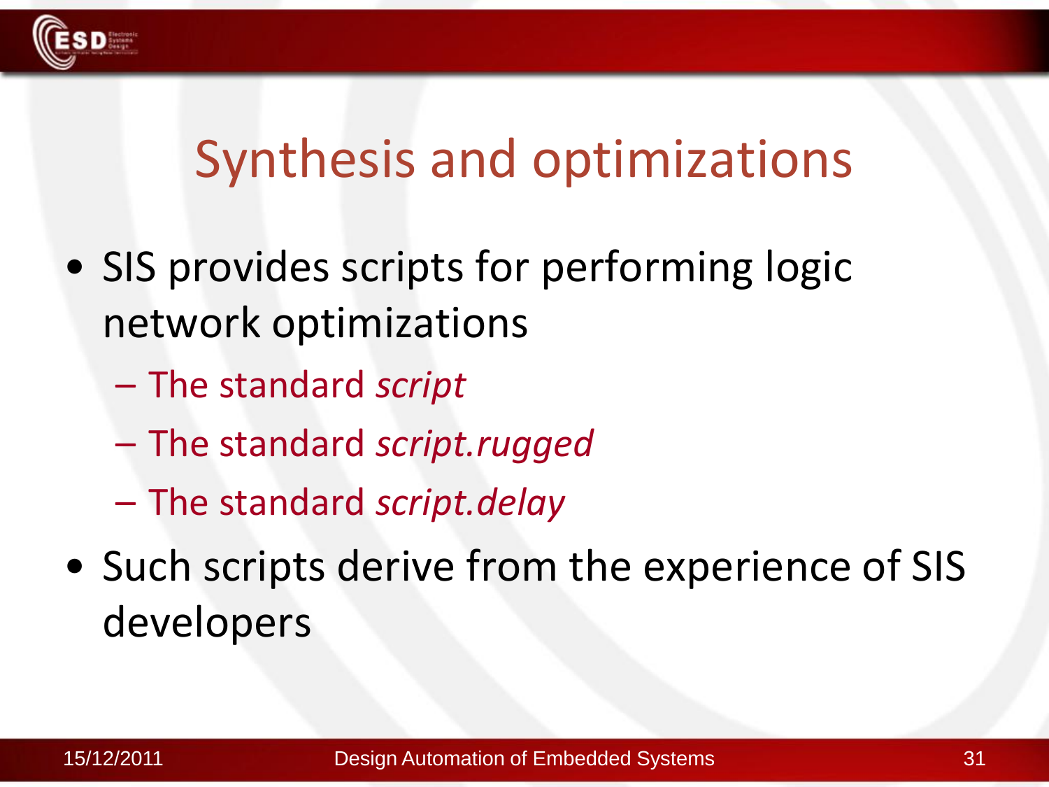# Synthesis and optimizations

- SIS provides scripts for performing logic network optimizations
  - The standard *script*
  - The standard *script.rugged*
  - The standard *script.delay*
- Such scripts derive from the experience of SIS developers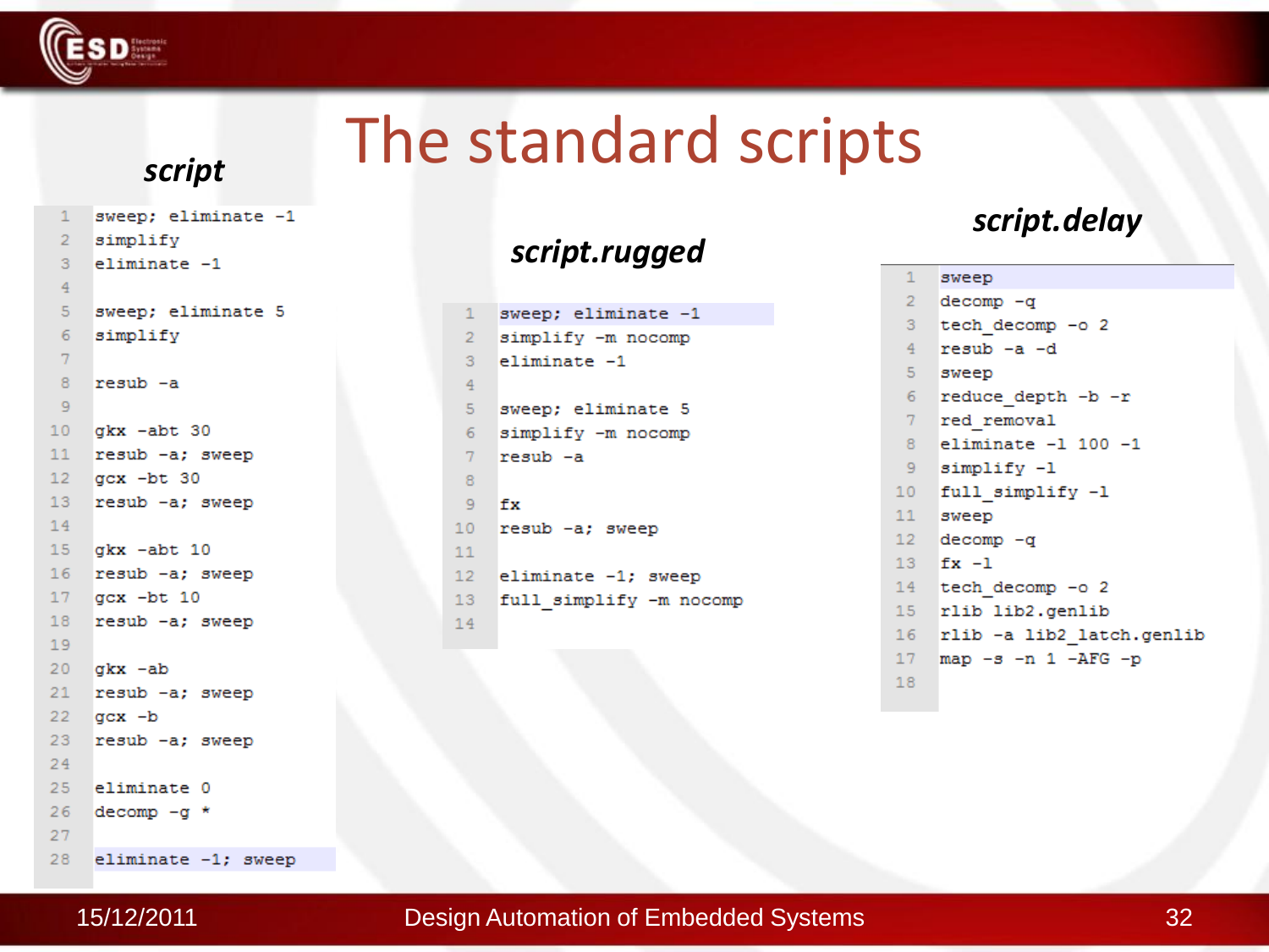# The standard scripts

### *script*

```
sweep; eliminate -1
simplify
eliminate -1

sweep; eliminate 5
simplify

resub -a

gkx -abt 30
resub -a; sweep
gcx -bt 30
resub -a; sweep

gkx -abt 10
resub -a; sweep
gcx -bt 10
resub -a; sweep

gkx -ab
resub -a; sweep
gcx -b
resub -a; sweep

eliminate 0
decomp -g *

eliminate -1; sweep
```

### *script.rugged*

```
sweep; eliminate -1
simplify -m nocomp
eliminate -1

sweep; eliminate 5
simplify -m nocomp
resub -a

fx
resub -a; sweep

eliminate -1; sweep
full_simplify -m nocomp
```

### *script.delay*

```
sweep
decomp -q
tech_decomp -o 2
resub -a -d
sweep
reduce_depth -b -r
red_removal
eliminate -1 100 -1
simplify -l
full_simplify -l
sweep
decomp -q
fx -l
tech_decomp -o 2
rlib lib2.genlib
rlib -a lib2_latch.genlib
map -s -n 1 -AFG -p
```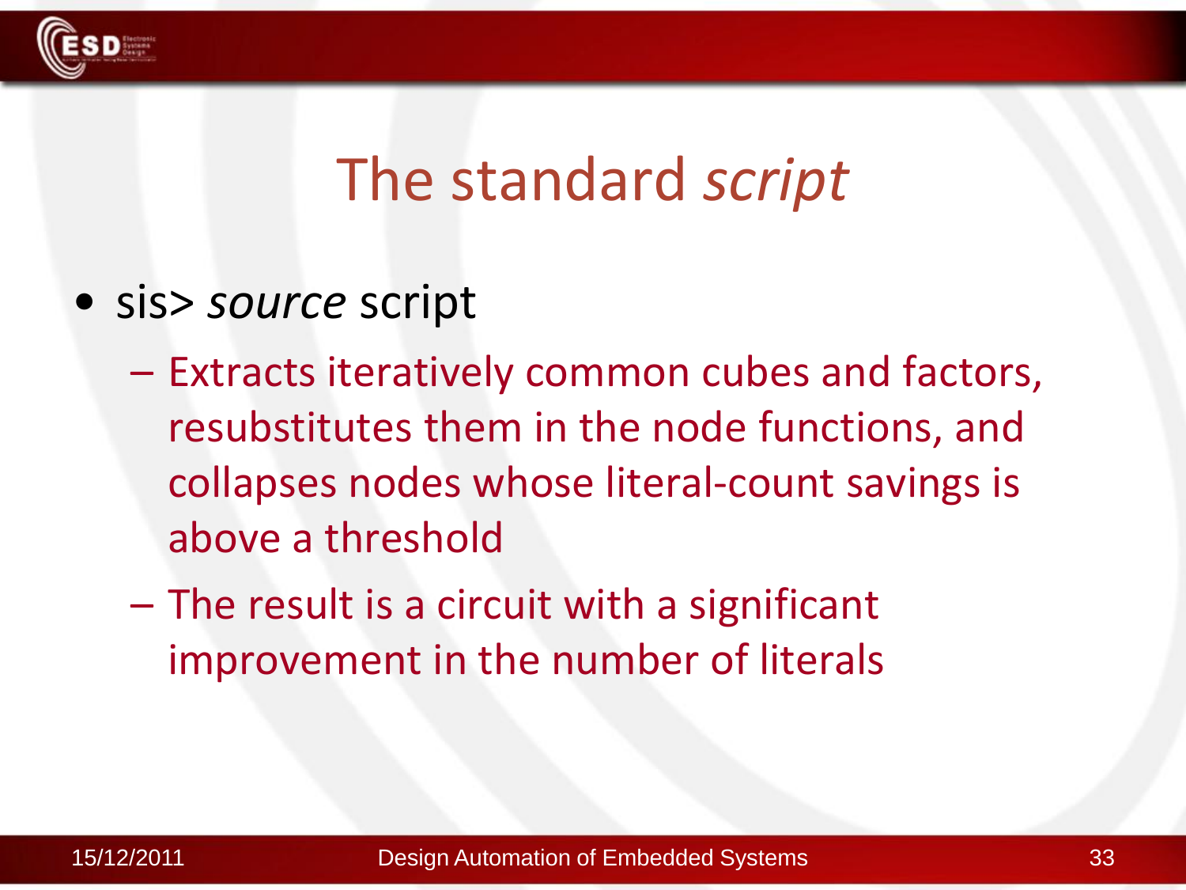# The standard *script*

- sis> *source* script
  - Extracts iteratively common cubes and factors, resubstitutes them in the node functions, and collapses nodes whose literal-count savings is above a threshold
  - The result is a circuit with a significant improvement in the number of literals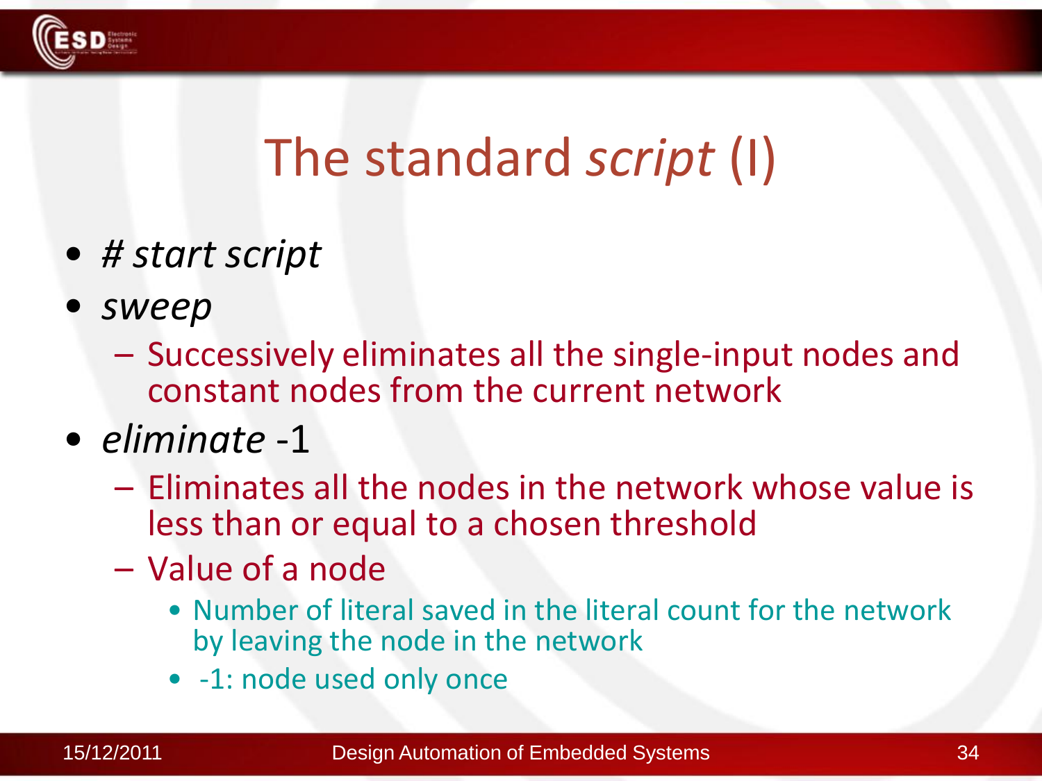# The standard *script* (I)

- *# start script*
- *sweep*
  - Successively eliminates all the single-input nodes and constant nodes from the current network
- *eliminate* -1
  - Eliminates all the nodes in the network whose value is less than or equal to a chosen threshold
  - Value of a node
    - Number of literal saved in the literal count for the network by leaving the node in the network
    - -1: node used only once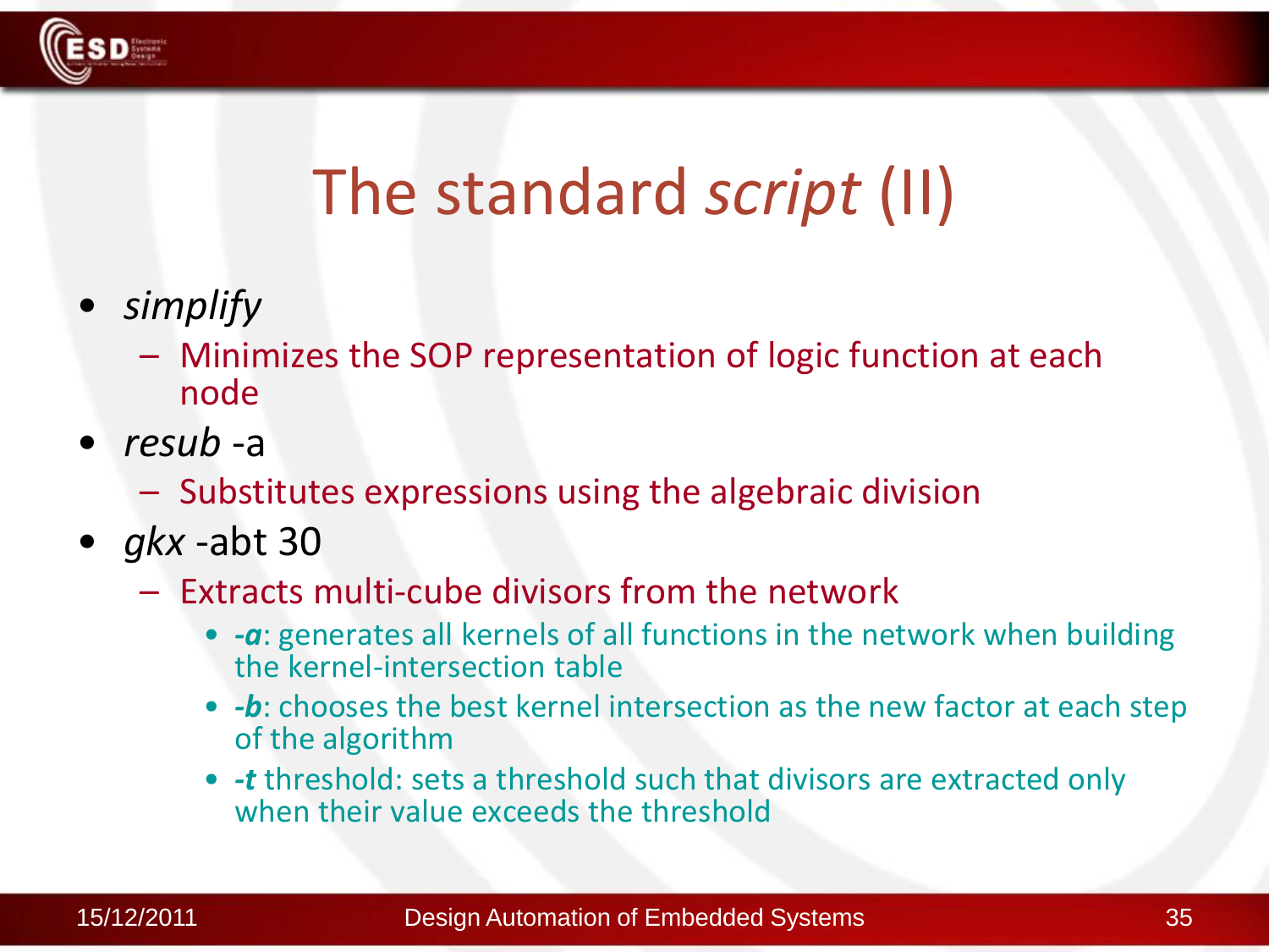# The standard *script* (II)

- *simplify*
  - Minimizes the SOP representation of logic function at each node
- *resub* -a
  - Substitutes expressions using the algebraic division
- *gkx* -abt 30
  - Extracts multi-cube divisors from the network
    - ***-a***: generates all kernels of all functions in the network when building the kernel-intersection table
    - ***-b***: chooses the best kernel intersection as the new factor at each step of the algorithm
    - ***-t*** threshold: sets a threshold such that divisors are extracted only when their value exceeds the threshold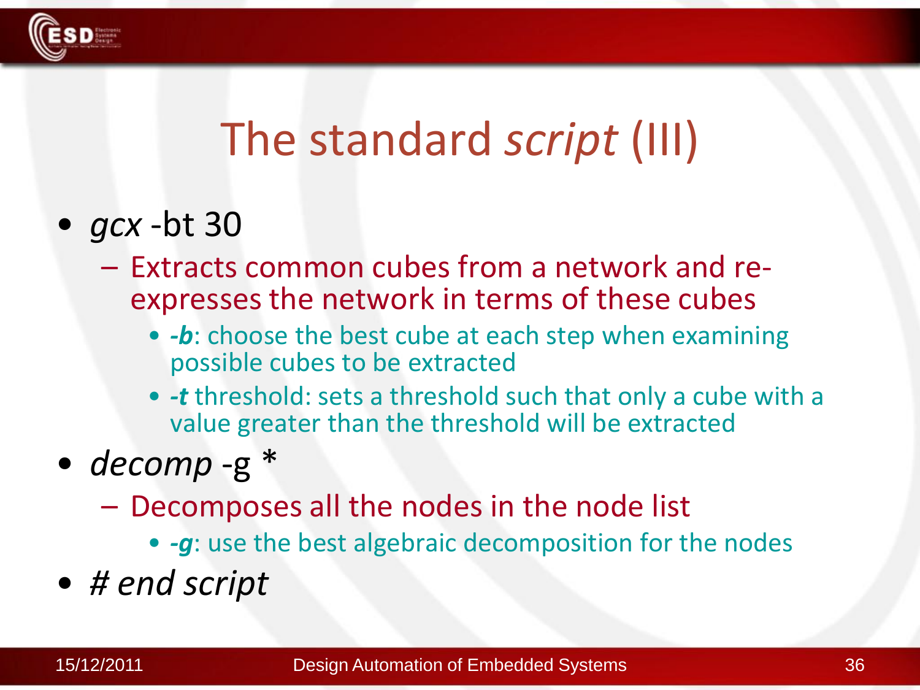# The standard *script* (III)

- *gcx* -bt 30
  - Extracts common cubes from a network and re-expresses the network in terms of these cubes
    - ***-b***: choose the best cube at each step when examining possible cubes to be extracted
    - ***-t*** threshold: sets a threshold such that only a cube with a value greater than the threshold will be extracted
- *decomp* -g *
  - Decomposes all the nodes in the node list
    - ***-g***: use the best algebraic decomposition for the nodes
- *# end script*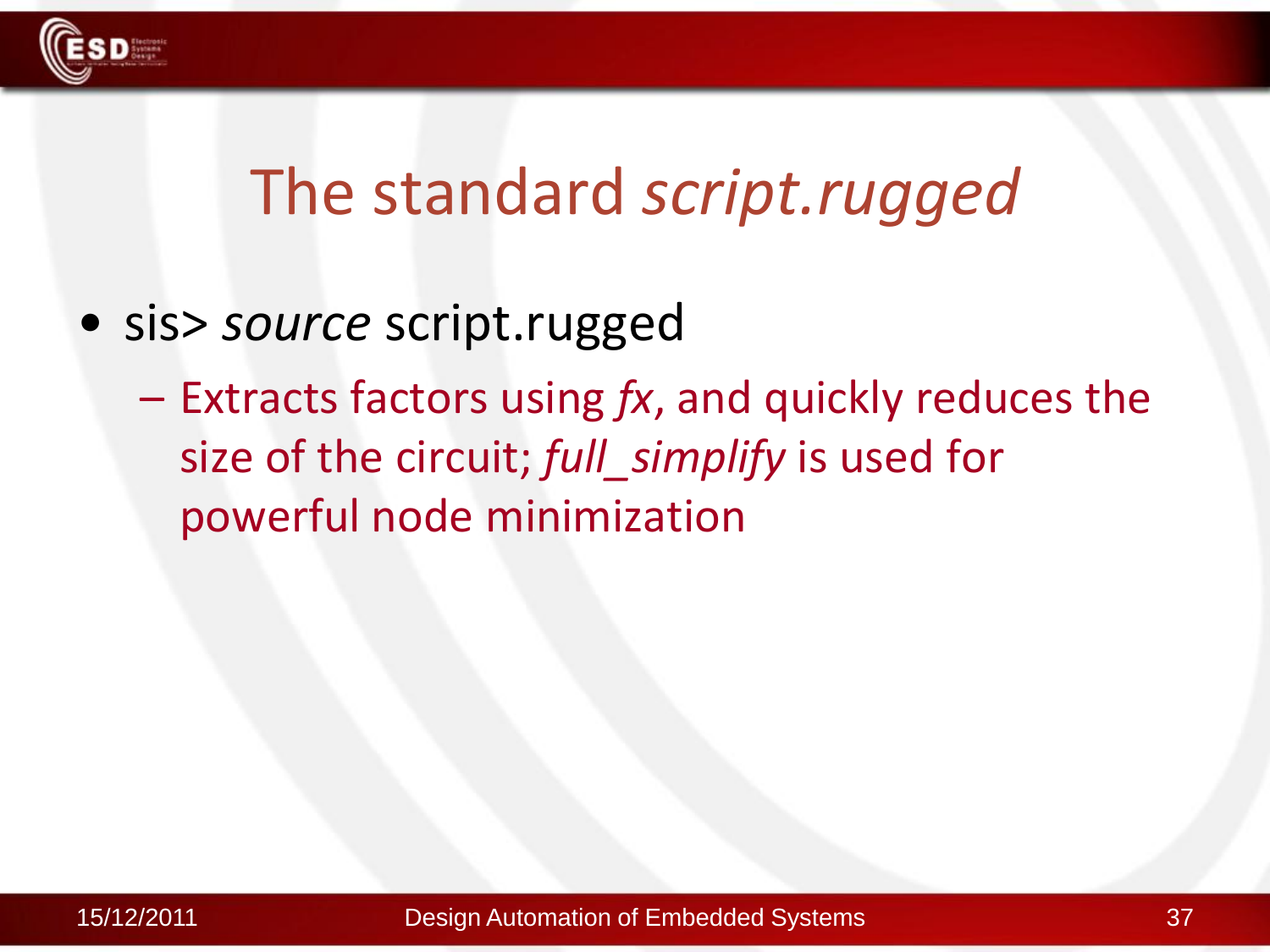# The standard *script.rugged*

- sis> *source* script.rugged
  - Extracts factors using *fx*, and quickly reduces the size of the circuit; *full_simplify* is used for powerful node minimization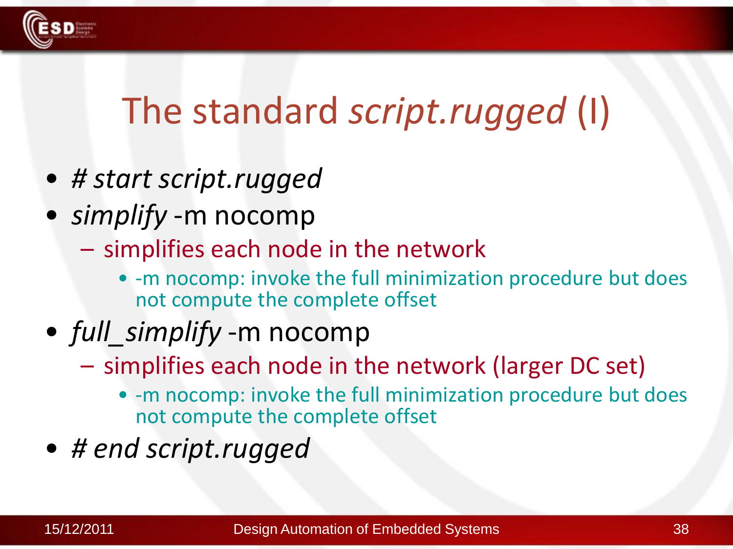# The standard *script.rugged* (I)

- *# start script.rugged*
- *simplify* -m nocomp
  - simplifies each node in the network
    - -m nocomp: invoke the full minimization procedure but does not compute the complete offset
- *full_simplify* -m nocomp
  - simplifies each node in the network (larger DC set)
    - -m nocomp: invoke the full minimization procedure but does not compute the complete offset
- *# end script.rugged*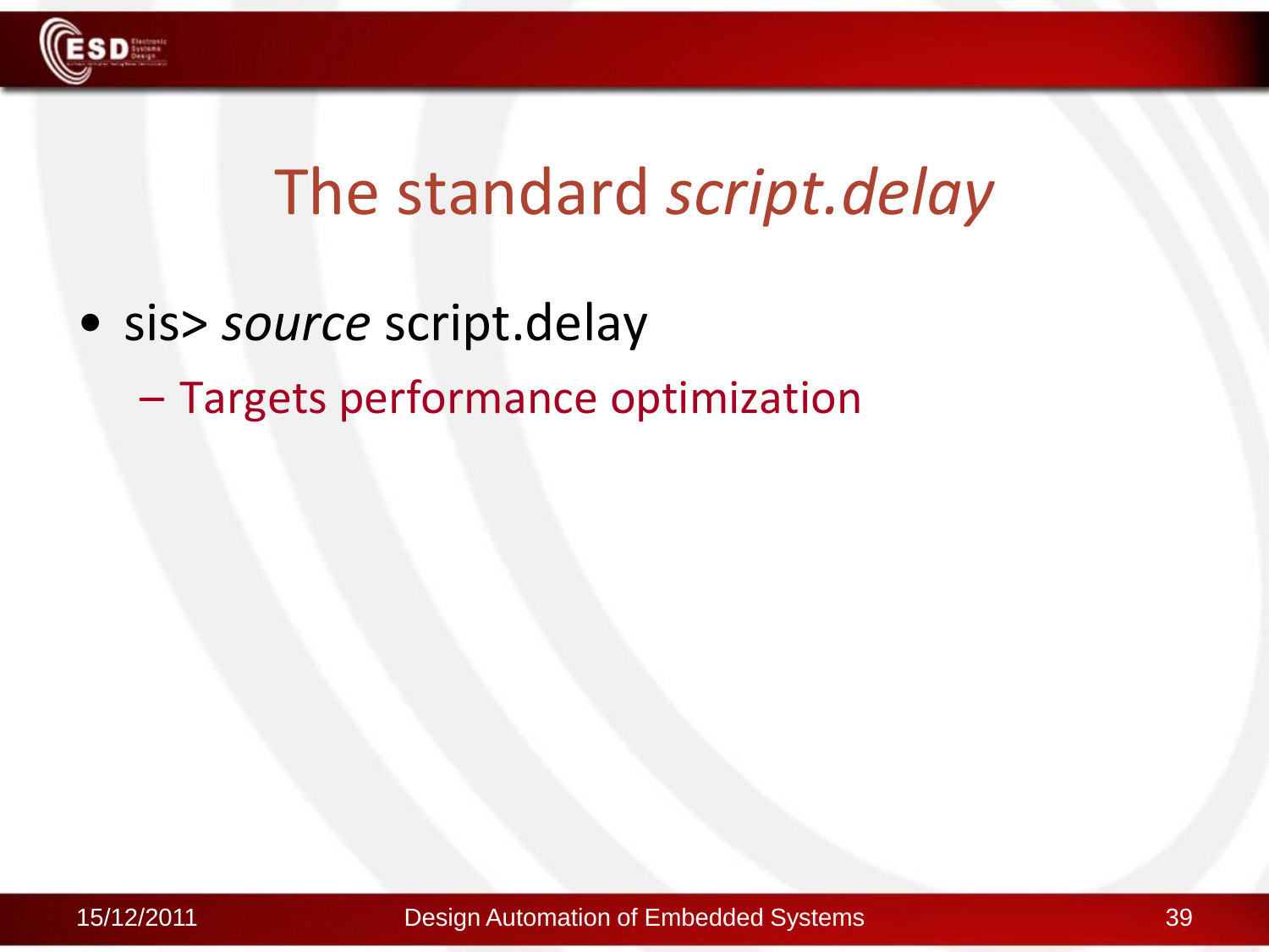# The standard *script.delay*

- sis> *source* script.delay
  - Targets performance optimization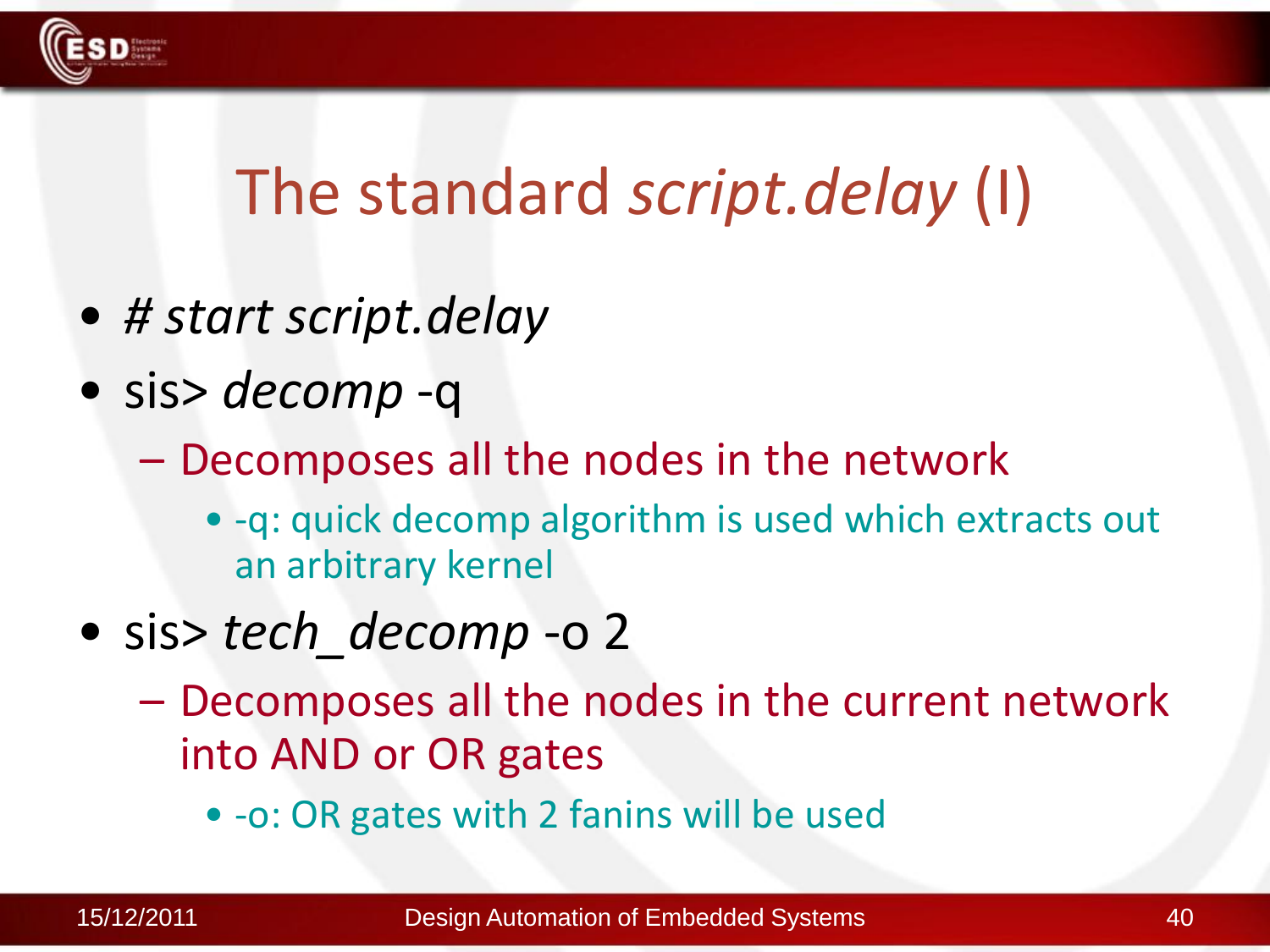# The standard *script.delay* (I)

- *# start script.delay*
- sis> *decomp* -q
  - Decomposes all the nodes in the network
    - -q: quick decomp algorithm is used which extracts out an arbitrary kernel
- sis> *tech_decomp* -o 2
  - Decomposes all the nodes in the current network into AND or OR gates
    - -o: OR gates with 2 fanins will be used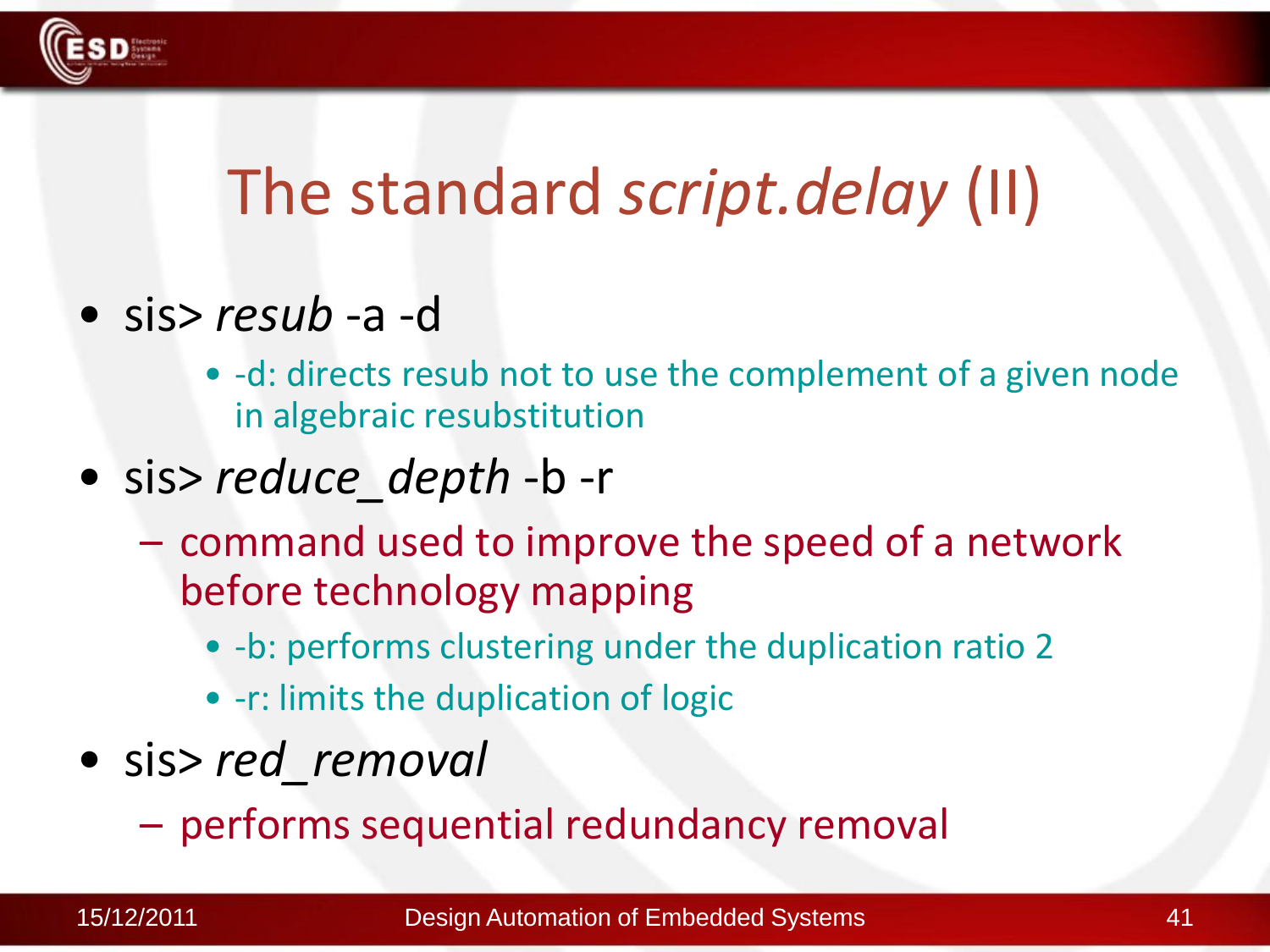# The standard *script.delay* (II)

- sis> *resub* -a -d
    - -d: directs resub not to use the complement of a given node in algebraic resubstitution
- sis> *reduce_depth* -b -r
    - command used to improve the speed of a network before technology mapping
        - -b: performs clustering under the duplication ratio 2
        - -r: limits the duplication of logic
- sis> *red_removal*
    - performs sequential redundancy removal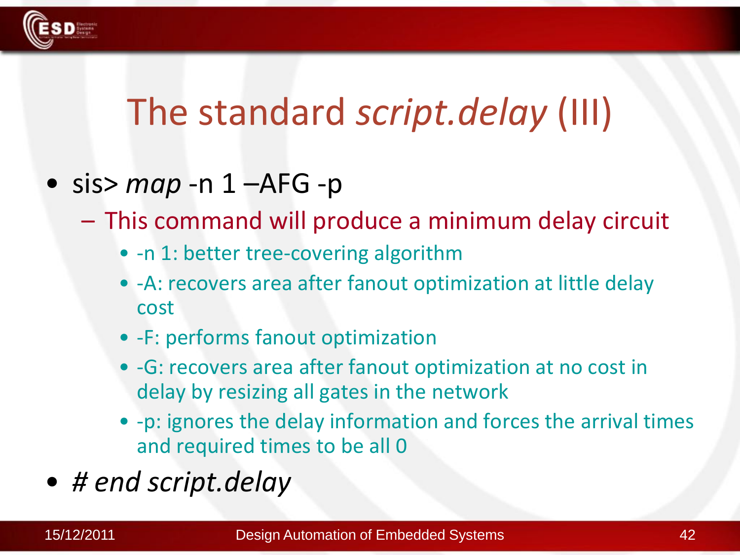# The standard *script.delay* (III)

- sis> *map* -n 1 –AFG -p
  - This command will produce a minimum delay circuit
    - -n 1: better tree-covering algorithm
    - -A: recovers area after fanout optimization at little delay cost
    - -F: performs fanout optimization
    - -G: recovers area after fanout optimization at no cost in delay by resizing all gates in the network
    - -p: ignores the delay information and forces the arrival times and required times to be all 0
- *# end script.delay*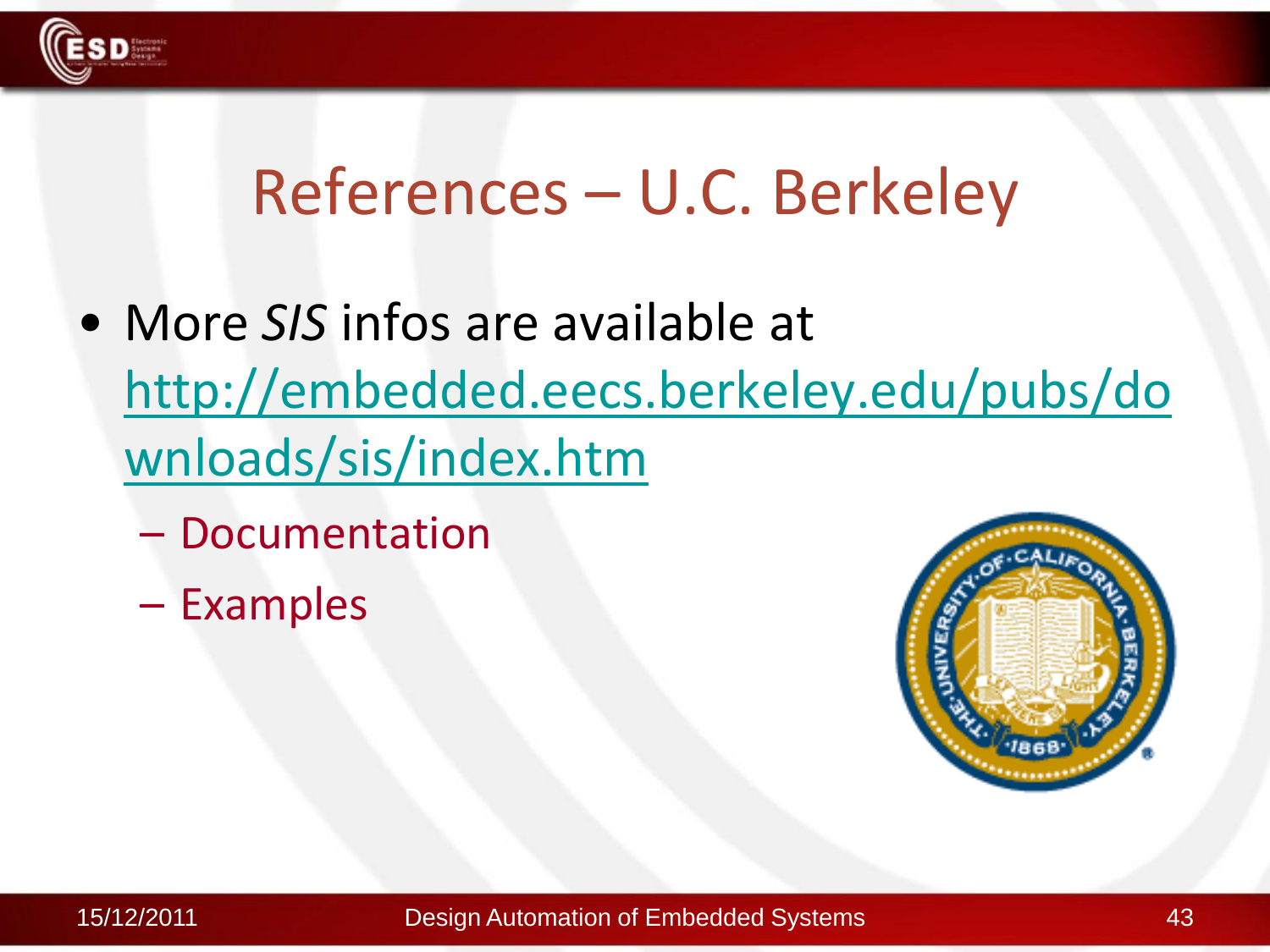# References – U.C. Berkeley

- More *SIS* infos are available at http://embedded.eecs.berkeley.edu/pubs/downloads/sis/index.htm
  - Documentation
  - Examples